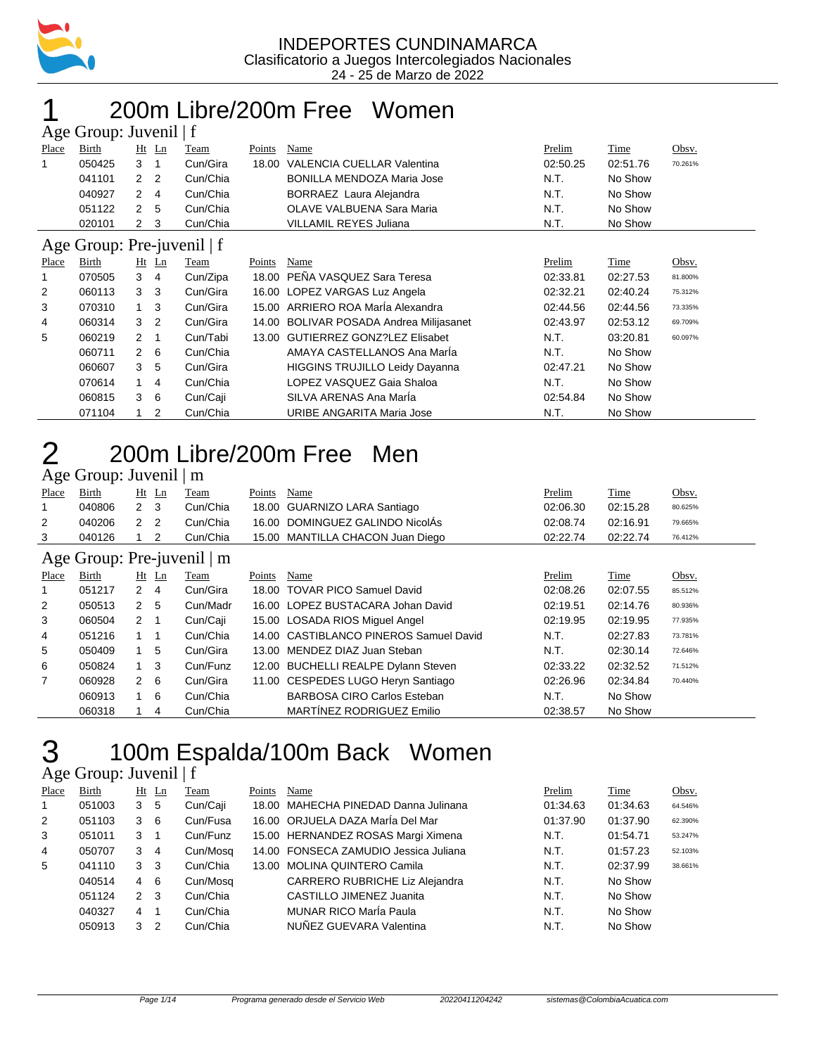INDEPORTES CUNDINAMARCA
Clasificatorio a Juegos Intercolegiados Nacionales
24 - 25 de Marzo de 2022

# 1 200m Libre/200m Free Women

## Age Group: Juvenil | f

| Place | Birth | Ht | Ln | Team | Points | Name | Prelim | Time | Obsv. |
|---|---|---|---|---|---|---|---|---|---|
| 1 | 050425 | 3 | 1 | Cun/Gira | 18.00 | VALENCIA CUELLAR Valentina | 02:50.25 | 02:51.76 | 70.261% |
| | 041101 | 2 | 2 | Cun/Chia | | BONILLA MENDOZA Maria Jose | N.T. | No Show | |
| | 040927 | 2 | 4 | Cun/Chia | | BORRAEZ Laura Alejandra | N.T. | No Show | |
| | 051122 | 2 | 5 | Cun/Chia | | OLAVE VALBUENA Sara Maria | N.T. | No Show | |
| | 020101 | 2 | 3 | Cun/Chia | | VILLAMIL REYES Juliana | N.T. | No Show | |

## Age Group: Pre-juvenil | f

| Place | Birth | Ht | Ln | Team | Points | Name | Prelim | Time | Obsv. |
|---|---|---|---|---|---|---|---|---|---|
| 1 | 070505 | 3 | 4 | Cun/Zipa | 18.00 | PEÑA VASQUEZ Sara Teresa | 02:33.81 | 02:27.53 | 81.800% |
| 2 | 060113 | 3 | 3 | Cun/Gira | 16.00 | LOPEZ VARGAS Luz Angela | 02:32.21 | 02:40.24 | 75.312% |
| 3 | 070310 | 1 | 3 | Cun/Gira | 15.00 | ARRIERO ROA MarÍa Alexandra | 02:44.56 | 02:44.56 | 73.335% |
| 4 | 060314 | 3 | 2 | Cun/Gira | 14.00 | BOLIVAR POSADA Andrea Milijasanet | 02:43.97 | 02:53.12 | 69.709% |
| 5 | 060219 | 2 | 1 | Cun/Tabi | 13.00 | GUTIERREZ GONZ?LEZ Elisabet | N.T. | 03:20.81 | 60.097% |
| | 060711 | 2 | 6 | Cun/Chia | | AMAYA CASTELLANOS Ana MarÍa | N.T. | No Show | |
| | 060607 | 3 | 5 | Cun/Gira | | HIGGINS TRUJILLO Leidy Dayanna | 02:47.21 | No Show | |
| | 070614 | 1 | 4 | Cun/Chia | | LOPEZ VASQUEZ Gaia Shaloa | N.T. | No Show | |
| | 060815 | 3 | 6 | Cun/Caji | | SILVA ARENAS Ana MarÍa | 02:54.84 | No Show | |
| | 071104 | 1 | 2 | Cun/Chia | | URIBE ANGARITA Maria Jose | N.T. | No Show | |

# 2 200m Libre/200m Free Men

## Age Group: Juvenil | m

| Place | Birth | Ht | Ln | Team | Points | Name | Prelim | Time | Obsv. |
|---|---|---|---|---|---|---|---|---|---|
| 1 | 040806 | 2 | 3 | Cun/Chia | 18.00 | GUARNIZO LARA Santiago | 02:06.30 | 02:15.28 | 80.625% |
| 2 | 040206 | 2 | 2 | Cun/Chia | 16.00 | DOMINGUEZ GALINDO NicolÁs | 02:08.74 | 02:16.91 | 79.665% |
| 3 | 040126 | 1 | 2 | Cun/Chia | 15.00 | MANTILLA CHACON Juan Diego | 02:22.74 | 02:22.74 | 76.412% |

## Age Group: Pre-juvenil | m

| Place | Birth | Ht | Ln | Team | Points | Name | Prelim | Time | Obsv. |
|---|---|---|---|---|---|---|---|---|---|
| 1 | 051217 | 2 | 4 | Cun/Gira | 18.00 | TOVAR PICO Samuel David | 02:08.26 | 02:07.55 | 85.512% |
| 2 | 050513 | 2 | 5 | Cun/Madr | 16.00 | LOPEZ BUSTACARA Johan David | 02:19.51 | 02:14.76 | 80.936% |
| 3 | 060504 | 2 | 1 | Cun/Caji | 15.00 | LOSADA RIOS Miguel Angel | 02:19.95 | 02:19.95 | 77.935% |
| 4 | 051216 | 1 | 1 | Cun/Chia | 14.00 | CASTIBLANCO PINEROS Samuel David | N.T. | 02:27.83 | 73.781% |
| 5 | 050409 | 1 | 5 | Cun/Gira | 13.00 | MENDEZ DIAZ Juan Steban | N.T. | 02:30.14 | 72.646% |
| 6 | 050824 | 1 | 3 | Cun/Funz | 12.00 | BUCHELLI REALPE Dylann Steven | 02:33.22 | 02:32.52 | 71.512% |
| 7 | 060928 | 2 | 6 | Cun/Gira | 11.00 | CESPEDES LUGO Heryn Santiago | 02:26.96 | 02:34.84 | 70.440% |
| | 060913 | 1 | 6 | Cun/Chia | | BARBOSA CIRO Carlos Esteban | N.T. | No Show | |
| | 060318 | 1 | 4 | Cun/Chia | | MARTÍNEZ RODRIGUEZ Emilio | 02:38.57 | No Show | |

# 3 100m Espalda/100m Back Women

## Age Group: Juvenil | f

| Place | Birth | Ht | Ln | Team | Points | Name | Prelim | Time | Obsv. |
|---|---|---|---|---|---|---|---|---|---|
| 1 | 051003 | 3 | 5 | Cun/Caji | 18.00 | MAHECHA PINEDAD Danna Julinana | 01:34.63 | 01:34.63 | 64.546% |
| 2 | 051103 | 3 | 6 | Cun/Fusa | 16.00 | ORJUELA DAZA MarÍa Del Mar | 01:37.90 | 01:37.90 | 62.390% |
| 3 | 051011 | 3 | 1 | Cun/Funz | 15.00 | HERNANDEZ ROSAS Margi Ximena | N.T. | 01:54.71 | 53.247% |
| 4 | 050707 | 3 | 4 | Cun/Mosq | 14.00 | FONSECA ZAMUDIO Jessica Juliana | N.T. | 01:57.23 | 52.103% |
| 5 | 041110 | 3 | 3 | Cun/Chia | 13.00 | MOLINA QUINTERO Camila | N.T. | 02:37.99 | 38.661% |
| | 040514 | 4 | 6 | Cun/Mosq | | CARRERO RUBRICHE Liz Alejandra | N.T. | No Show | |
| | 051124 | 2 | 3 | Cun/Chia | | CASTILLO JIMENEZ Juanita | N.T. | No Show | |
| | 040327 | 4 | 1 | Cun/Chia | | MUNAR RICO MarÍa Paula | N.T. | No Show | |
| | 050913 | 3 | 2 | Cun/Chia | | NUÑEZ GUEVARA Valentina | N.T. | No Show | |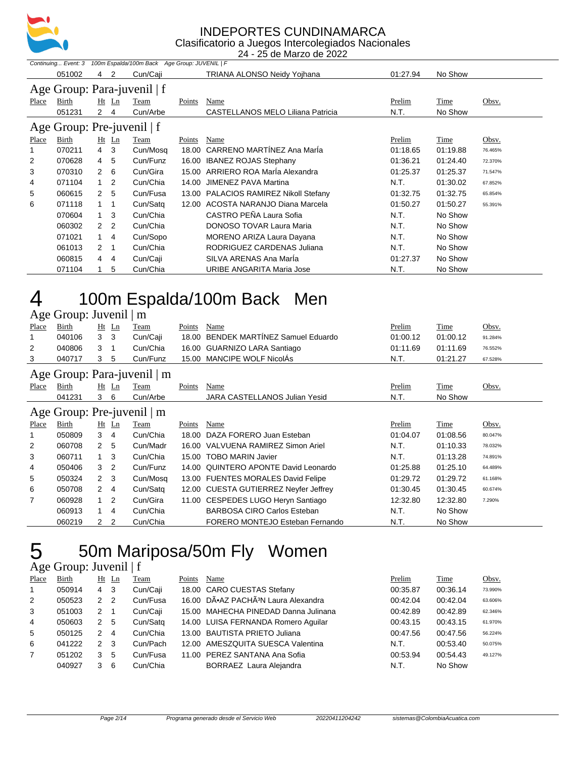# INDEPORTES CUNDINAMARCA

Clasificatorio a Juegos Intercolegiados Nacionales

24 - 25 de Marzo de 2022

*Continuing... Event: 3 100m Espalda/100m Back Age Group: JUVENIL | F*

| Place | Birth | Ht | Ln | Team | Points | Name | Prelim | Time | Obsv. |
|---|---|---|---|---|---|---|---|---|---|
| | 051002 | 4 | 2 | Cun/Caji | | TRIANA ALONSO Neidy Yojhana | 01:27.94 | No Show | |

### Age Group: Para-juvenil | f

| Place | Birth | Ht | Ln | Team | Points | Name | Prelim | Time | Obsv. |
|---|---|---|---|---|---|---|---|---|---|
| | 051231 | 2 | 4 | Cun/Arbe | | CASTELLANOS MELO Liliana Patricia | N.T. | No Show | |

### Age Group: Pre-juvenil | f

| Place | Birth | Ht | Ln | Team | Points | Name | Prelim | Time | Obsv. |
|---|---|---|---|---|---|---|---|---|---|
| 1 | 070211 | 4 | 3 | Cun/Mosq | 18.00 | CARRENO MARTÍNEZ Ana MarÍa | 01:18.65 | 01:19.88 | 76.465% |
| 2 | 070628 | 4 | 5 | Cun/Funz | 16.00 | IBANEZ ROJAS Stephany | 01:36.21 | 01:24.40 | 72.370% |
| 3 | 070310 | 2 | 6 | Cun/Gira | 15.00 | ARRIERO ROA MarÍa Alexandra | 01:25.37 | 01:25.37 | 71.547% |
| 4 | 071104 | 1 | 2 | Cun/Chia | 14.00 | JIMENEZ PAVA Martina | N.T. | 01:30.02 | 67.852% |
| 5 | 060615 | 2 | 5 | Cun/Fusa | 13.00 | PALACIOS RAMIREZ Nikoll Stefany | 01:32.75 | 01:32.75 | 65.854% |
| 6 | 071118 | 1 | 1 | Cun/Satq | 12.00 | ACOSTA NARANJO Diana Marcela | 01:50.27 | 01:50.27 | 55.391% |
| | 070604 | 1 | 3 | Cun/Chia | | CASTRO PEÑA Laura Sofia | N.T. | No Show | |
| | 060302 | 2 | 2 | Cun/Chia | | DONOSO TOVAR Laura Maria | N.T. | No Show | |
| | 071021 | 1 | 4 | Cun/Sopo | | MORENO ARIZA Laura Dayana | N.T. | No Show | |
| | 061013 | 2 | 1 | Cun/Chia | | RODRIGUEZ CARDENAS Juliana | N.T. | No Show | |
| | 060815 | 4 | 4 | Cun/Caji | | SILVA ARENAS Ana MarÍa | 01:27.37 | No Show | |
| | 071104 | 1 | 5 | Cun/Chia | | URIBE ANGARITA Maria Jose | N.T. | No Show | |

# 4 100m Espalda/100m Back Men

### Age Group: Juvenil | m

| Place | Birth | Ht | Ln | Team | Points | Name | Prelim | Time | Obsv. |
|---|---|---|---|---|---|---|---|---|---|
| 1 | 040106 | 3 | 3 | Cun/Caji | 18.00 | BENDEK MARTÍNEZ Samuel Eduardo | 01:00.12 | 01:00.12 | 91.284% |
| 2 | 040806 | 3 | 1 | Cun/Chia | 16.00 | GUARNIZO LARA Santiago | 01:11.69 | 01:11.69 | 76.552% |
| 3 | 040717 | 3 | 5 | Cun/Funz | 15.00 | MANCIPE WOLF NicolÁs | N.T. | 01:21.27 | 67.528% |

### Age Group: Para-juvenil | m

| Place | Birth | Ht | Ln | Team | Points | Name | Prelim | Time | Obsv. |
|---|---|---|---|---|---|---|---|---|---|
| | 041231 | 3 | 6 | Cun/Arbe | | JARA CASTELLANOS Julian Yesid | N.T. | No Show | |

### Age Group: Pre-juvenil | m

| Place | Birth | Ht | Ln | Team | Points | Name | Prelim | Time | Obsv. |
|---|---|---|---|---|---|---|---|---|---|
| 1 | 050809 | 3 | 4 | Cun/Chia | 18.00 | DAZA FORERO Juan Esteban | 01:04.07 | 01:08.56 | 80.047% |
| 2 | 060708 | 2 | 5 | Cun/Madr | 16.00 | VALVUENA RAMIREZ Simon Ariel | N.T. | 01:10.33 | 78.032% |
| 3 | 060711 | 1 | 3 | Cun/Chia | 15.00 | TOBO MARIN Javier | N.T. | 01:13.28 | 74.891% |
| 4 | 050406 | 3 | 2 | Cun/Funz | 14.00 | QUINTERO APONTE David Leonardo | 01:25.88 | 01:25.10 | 64.489% |
| 5 | 050324 | 2 | 3 | Cun/Mosq | 13.00 | FUENTES MORALES David Felipe | 01:29.72 | 01:29.72 | 61.168% |
| 6 | 050708 | 2 | 4 | Cun/Satq | 12.00 | CUESTA GUTIERREZ Neyfer Jeffrey | 01:30.45 | 01:30.45 | 60.674% |
| 7 | 060928 | 1 | 2 | Cun/Gira | 11.00 | CESPEDES LUGO Heryn Santiago | 12:32.80 | 12:32.80 | 7.290% |
| | 060913 | 1 | 4 | Cun/Chia | | BARBOSA CIRO Carlos Esteban | N.T. | No Show | |
| | 060219 | 2 | 2 | Cun/Chia | | FORERO MONTEJO Esteban Fernando | N.T. | No Show | |

# 5 50m Mariposa/50m Fly Women

### Age Group: Juvenil | f

| Place | Birth | Ht | Ln | Team | Points | Name | Prelim | Time | Obsv. |
|---|---|---|---|---|---|---|---|---|---|
| 1 | 050914 | 4 | 3 | Cun/Caji | 18.00 | CARO CUESTAS Stefany | 00:35.87 | 00:36.14 | 73.990% |
| 2 | 050523 | 2 | 2 | Cun/Fusa | 16.00 | DÃ•AZ PACHÃ³N Laura Alexandra | 00:42.04 | 00:42.04 | 63.606% |
| 3 | 051003 | 2 | 1 | Cun/Caji | 15.00 | MAHECHA PINEDAD Danna Julinana | 00:42.89 | 00:42.89 | 62.346% |
| 4 | 050603 | 2 | 5 | Cun/Satq | 14.00 | LUISA FERNANDA Romero Aguilar | 00:43.15 | 00:43.15 | 61.970% |
| 5 | 050125 | 2 | 4 | Cun/Chia | 13.00 | BAUTISTA PRIETO Juliana | 00:47.56 | 00:47.56 | 56.224% |
| 6 | 041222 | 2 | 3 | Cun/Pach | 12.00 | AMESZQUITA SUESCA Valentina | N.T. | 00:53.40 | 50.075% |
| 7 | 051202 | 3 | 5 | Cun/Fusa | 11.00 | PEREZ SANTANA Ana Sofia | 00:53.94 | 00:54.43 | 49.127% |
| | 040927 | 3 | 6 | Cun/Chia | | BORRAEZ Laura Alejandra | N.T. | No Show | |

Programa generado desde el Servicio Web 20220411204242 sistemas@ColombiaAcuatica.com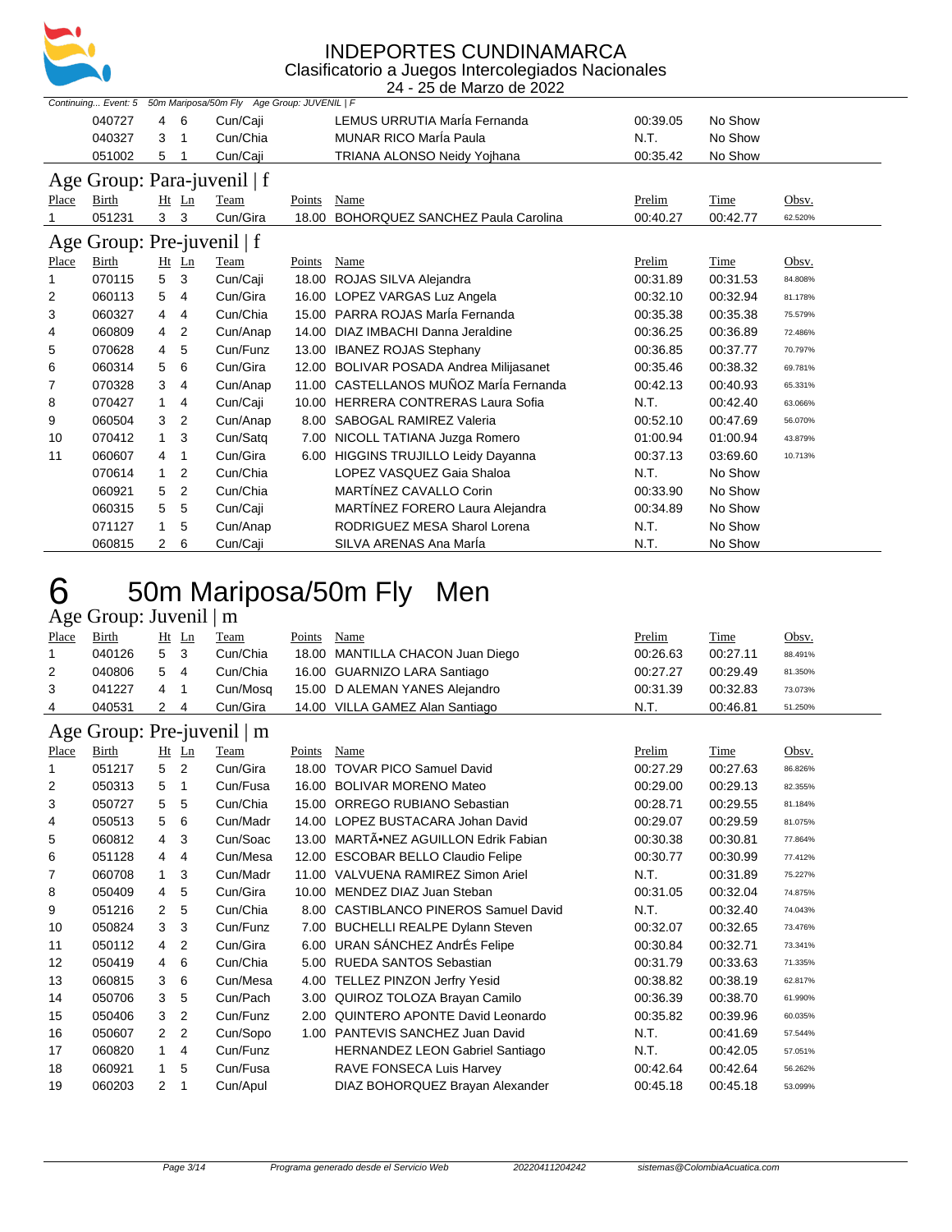# INDEPORTES CUNDINAMARCA
Clasificatorio a Juegos Intercolegiados Nacionales
24 - 25 de Marzo de 2022

*Continuing... Event: 5 50m Mariposa/50m Fly Age Group: JUVENIL | F*

| Place | Birth | Ht | Ln | Team | Points | Name | Prelim | Time | Obsv. |
|---|---|---|---|---|---|---|---|---|---|
| | 040727 | 4 | 6 | Cun/Caji | | LEMUS URRUTIA MarÍa Fernanda | 00:39.05 | No Show | |
| | 040327 | 3 | 1 | Cun/Chia | | MUNAR RICO MarÍa Paula | N.T. | No Show | |
| | 051002 | 5 | 1 | Cun/Caji | | TRIANA ALONSO Neidy Yojhana | 00:35.42 | No Show | |

## Age Group: Para-juvenil | f

| Place | Birth | Ht | Ln | Team | Points | Name | Prelim | Time | Obsv. |
|---|---|---|---|---|---|---|---|---|---|
| 1 | 051231 | 3 | 3 | Cun/Gira | 18.00 | BOHORQUEZ SANCHEZ Paula Carolina | 00:40.27 | 00:42.77 | 62.520% |

## Age Group: Pre-juvenil | f

| Place | Birth | Ht | Ln | Team | Points | Name | Prelim | Time | Obsv. |
|---|---|---|---|---|---|---|---|---|---|
| 1 | 070115 | 5 | 3 | Cun/Caji | 18.00 | ROJAS SILVA Alejandra | 00:31.89 | 00:31.53 | 84.808% |
| 2 | 060113 | 5 | 4 | Cun/Gira | 16.00 | LOPEZ VARGAS Luz Angela | 00:32.10 | 00:32.94 | 81.178% |
| 3 | 060327 | 4 | 4 | Cun/Chia | 15.00 | PARRA ROJAS MarÍa Fernanda | 00:35.38 | 00:35.38 | 75.579% |
| 4 | 060809 | 4 | 2 | Cun/Anap | 14.00 | DIAZ IMBACHI Danna Jeraldine | 00:36.25 | 00:36.89 | 72.486% |
| 5 | 070628 | 4 | 5 | Cun/Funz | 13.00 | IBANEZ ROJAS Stephany | 00:36.85 | 00:37.77 | 70.797% |
| 6 | 060314 | 5 | 6 | Cun/Gira | 12.00 | BOLIVAR POSADA Andrea Milijasanet | 00:35.46 | 00:38.32 | 69.781% |
| 7 | 070328 | 3 | 4 | Cun/Anap | 11.00 | CASTELLANOS MUÑOZ MarÍa Fernanda | 00:42.13 | 00:40.93 | 65.331% |
| 8 | 070427 | 1 | 4 | Cun/Caji | 10.00 | HERRERA CONTRERAS Laura Sofia | N.T. | 00:42.40 | 63.066% |
| 9 | 060504 | 3 | 2 | Cun/Anap | 8.00 | SABOGAL RAMIREZ Valeria | 00:52.10 | 00:47.69 | 56.070% |
| 10 | 070412 | 1 | 3 | Cun/Satq | 7.00 | NICOLL TATIANA Juzga Romero | 01:00.94 | 01:00.94 | 43.879% |
| 11 | 060607 | 4 | 1 | Cun/Gira | 6.00 | HIGGINS TRUJILLO Leidy Dayanna | 00:37.13 | 03:69.60 | 10.713% |
| | 070614 | 1 | 2 | Cun/Chia | | LOPEZ VASQUEZ Gaia Shaloa | N.T. | No Show | |
| | 060921 | 5 | 2 | Cun/Chia | | MARTÍNEZ CAVALLO Corin | 00:33.90 | No Show | |
| | 060315 | 5 | 5 | Cun/Caji | | MARTÍNEZ FORERO Laura Alejandra | 00:34.89 | No Show | |
| | 071127 | 1 | 5 | Cun/Anap | | RODRIGUEZ MESA Sharol Lorena | N.T. | No Show | |
| | 060815 | 2 | 6 | Cun/Caji | | SILVA ARENAS Ana MarÍa | N.T. | No Show | |

# 6 50m Mariposa/50m Fly Men

## Age Group: Juvenil | m

| Place | Birth | Ht | Ln | Team | Points | Name | Prelim | Time | Obsv. |
|---|---|---|---|---|---|---|---|---|---|
| 1 | 040126 | 5 | 3 | Cun/Chia | 18.00 | MANTILLA CHACON Juan Diego | 00:26.63 | 00:27.11 | 88.491% |
| 2 | 040806 | 5 | 4 | Cun/Chia | 16.00 | GUARNIZO LARA Santiago | 00:27.27 | 00:29.49 | 81.350% |
| 3 | 041227 | 4 | 1 | Cun/Mosq | 15.00 | D ALEMAN YANES Alejandro | 00:31.39 | 00:32.83 | 73.073% |
| 4 | 040531 | 2 | 4 | Cun/Gira | 14.00 | VILLA GAMEZ Alan Santiago | N.T. | 00:46.81 | 51.250% |

## Age Group: Pre-juvenil | m

| Place | Birth | Ht | Ln | Team | Points | Name | Prelim | Time | Obsv. |
|---|---|---|---|---|---|---|---|---|---|
| 1 | 051217 | 5 | 2 | Cun/Gira | 18.00 | TOVAR PICO Samuel David | 00:27.29 | 00:27.63 | 86.826% |
| 2 | 050313 | 5 | 1 | Cun/Fusa | 16.00 | BOLIVAR MORENO Mateo | 00:29.00 | 00:29.13 | 82.355% |
| 3 | 050727 | 5 | 5 | Cun/Chia | 15.00 | ORREGO RUBIANO Sebastian | 00:28.71 | 00:29.55 | 81.184% |
| 4 | 050513 | 5 | 6 | Cun/Madr | 14.00 | LOPEZ BUSTACARA Johan David | 00:29.07 | 00:29.59 | 81.075% |
| 5 | 060812 | 4 | 3 | Cun/Soac | 13.00 | MARTÃ•NEZ AGUILLON Edrik Fabian | 00:30.38 | 00:30.81 | 77.864% |
| 6 | 051128 | 4 | 4 | Cun/Mesa | 12.00 | ESCOBAR BELLO Claudio Felipe | 00:30.77 | 00:30.99 | 77.412% |
| 7 | 060708 | 1 | 3 | Cun/Madr | 11.00 | VALVUENA RAMIREZ Simon Ariel | N.T. | 00:31.89 | 75.227% |
| 8 | 050409 | 4 | 5 | Cun/Gira | 10.00 | MENDEZ DIAZ Juan Steban | 00:31.05 | 00:32.04 | 74.875% |
| 9 | 051216 | 2 | 5 | Cun/Chia | 8.00 | CASTIBLANCO PINEROS Samuel David | N.T. | 00:32.40 | 74.043% |
| 10 | 050824 | 3 | 3 | Cun/Funz | 7.00 | BUCHELLI REALPE Dylann Steven | 00:32.07 | 00:32.65 | 73.476% |
| 11 | 050112 | 4 | 2 | Cun/Gira | 6.00 | URAN SÁNCHEZ AndrÉs Felipe | 00:30.84 | 00:32.71 | 73.341% |
| 12 | 050419 | 4 | 6 | Cun/Chia | 5.00 | RUEDA SANTOS Sebastian | 00:31.79 | 00:33.63 | 71.335% |
| 13 | 060815 | 3 | 6 | Cun/Mesa | 4.00 | TELLEZ PINZON Jerfry Yesid | 00:38.82 | 00:38.19 | 62.817% |
| 14 | 050706 | 3 | 5 | Cun/Pach | 3.00 | QUIROZ TOLOZA Brayan Camilo | 00:36.39 | 00:38.70 | 61.990% |
| 15 | 050406 | 3 | 2 | Cun/Funz | 2.00 | QUINTERO APONTE David Leonardo | 00:35.82 | 00:39.96 | 60.035% |
| 16 | 050607 | 2 | 2 | Cun/Sopo | 1.00 | PANTEVIS SANCHEZ Juan David | N.T. | 00:41.69 | 57.544% |
| 17 | 060820 | 1 | 4 | Cun/Funz | | HERNANDEZ LEON Gabriel Santiago | N.T. | 00:42.05 | 57.051% |
| 18 | 060921 | 1 | 5 | Cun/Fusa | | RAVE FONSECA Luis Harvey | 00:42.64 | 00:42.64 | 56.262% |
| 19 | 060203 | 2 | 1 | Cun/Apul | | DIAZ BOHORQUEZ Brayan Alexander | 00:45.18 | 00:45.18 | 53.099% |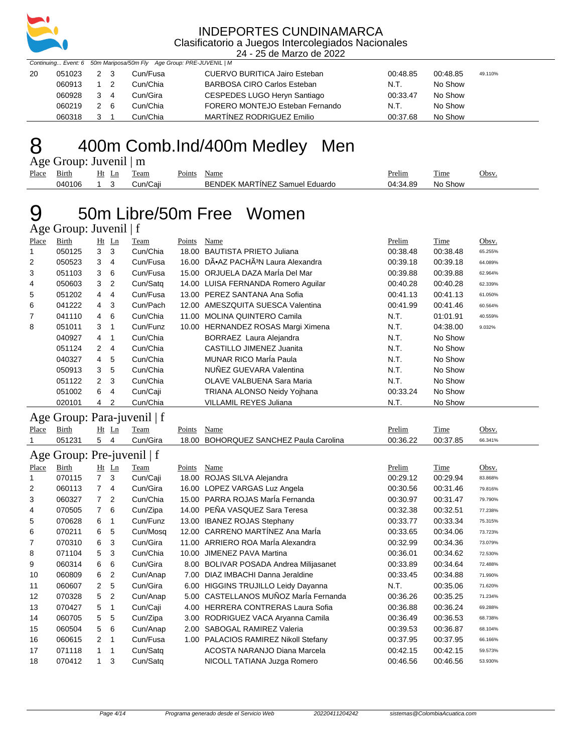Continuing... Event: 6 50m Mariposa/50m Fly Age Group: PRE-JUVENIL | M

| Place | Birth | Ht | Ln | Team | Points | Name | Prelim | Time | Obsv. |
|---|---|---|---|---|---|---|---|---|---|
| 20 | 051023 | 2 | 3 | Cun/Fusa | | CUERVO BURITICA Jairo Esteban | 00:48.85 | 00:48.85 | 49.110% |
| | 060913 | 1 | 2 | Cun/Chia | | BARBOSA CIRO Carlos Esteban | N.T. | No Show | |
| | 060928 | 3 | 4 | Cun/Gira | | CESPEDES LUGO Heryn Santiago | 00:33.47 | No Show | |
| | 060219 | 2 | 6 | Cun/Chia | | FORERO MONTEJO Esteban Fernando | N.T. | No Show | |
| | 060318 | 3 | 1 | Cun/Chia | | MARTÍNEZ RODRIGUEZ Emilio | 00:37.68 | No Show | |

# 8 400m Comb.Ind/400m Medley Men

## Age Group: Juvenil | m

| Place | Birth | Ht | Ln | Team | Points | Name | Prelim | Time | Obsv. |
|---|---|---|---|---|---|---|---|---|---|
| | 040106 | 1 | 3 | Cun/Caji | | BENDEK MARTÍNEZ Samuel Eduardo | 04:34.89 | No Show | |

# 9 50m Libre/50m Free Women

## Age Group: Juvenil | f

| Place | Birth | Ht | Ln | Team | Points | Name | Prelim | Time | Obsv. |
|---|---|---|---|---|---|---|---|---|---|
| 1 | 050125 | 3 | 3 | Cun/Chia | 18.00 | BAUTISTA PRIETO Juliana | 00:38.48 | 00:38.48 | 65.255% |
| 2 | 050523 | 3 | 4 | Cun/Fusa | 16.00 | DÃ•AZ PACHÃ³N Laura Alexandra | 00:39.18 | 00:39.18 | 64.089% |
| 3 | 051103 | 3 | 6 | Cun/Fusa | 15.00 | ORJUELA DAZA MarÍa Del Mar | 00:39.88 | 00:39.88 | 62.964% |
| 4 | 050603 | 3 | 2 | Cun/Satq | 14.00 | LUISA FERNANDA Romero Aguilar | 00:40.28 | 00:40.28 | 62.339% |
| 5 | 051202 | 4 | 4 | Cun/Fusa | 13.00 | PEREZ SANTANA Ana Sofia | 00:41.13 | 00:41.13 | 61.050% |
| 6 | 041222 | 4 | 3 | Cun/Pach | 12.00 | AMESZQUITA SUESCA Valentina | 00:41.99 | 00:41.46 | 60.564% |
| 7 | 041110 | 4 | 6 | Cun/Chia | 11.00 | MOLINA QUINTERO Camila | N.T. | 01:01.91 | 40.559% |
| 8 | 051011 | 3 | 1 | Cun/Funz | 10.00 | HERNANDEZ ROSAS Margi Ximena | N.T. | 04:38.00 | 9.032% |
| | 040927 | 4 | 1 | Cun/Chia | | BORRAEZ Laura Alejandra | N.T. | No Show | |
| | 051124 | 2 | 4 | Cun/Chia | | CASTILLO JIMENEZ Juanita | N.T. | No Show | |
| | 040327 | 4 | 5 | Cun/Chia | | MUNAR RICO MarÍa Paula | N.T. | No Show | |
| | 050913 | 3 | 5 | Cun/Chia | | NUÑEZ GUEVARA Valentina | N.T. | No Show | |
| | 051122 | 2 | 3 | Cun/Chia | | OLAVE VALBUENA Sara Maria | N.T. | No Show | |
| | 051002 | 6 | 4 | Cun/Caji | | TRIANA ALONSO Neidy Yojhana | 00:33.24 | No Show | |
| | 020101 | 4 | 2 | Cun/Chia | | VILLAMIL REYES Juliana | N.T. | No Show | |

## Age Group: Para-juvenil | f

| Place | Birth | Ht | Ln | Team | Points | Name | Prelim | Time | Obsv. |
|---|---|---|---|---|---|---|---|---|---|
| 1 | 051231 | 5 | 4 | Cun/Gira | 18.00 | BOHORQUEZ SANCHEZ Paula Carolina | 00:36.22 | 00:37.85 | 66.341% |

## Age Group: Pre-juvenil | f

| Place | Birth | Ht | Ln | Team | Points | Name | Prelim | Time | Obsv. |
|---|---|---|---|---|---|---|---|---|---|
| 1 | 070115 | 7 | 3 | Cun/Caji | 18.00 | ROJAS SILVA Alejandra | 00:29.12 | 00:29.94 | 83.868% |
| 2 | 060113 | 7 | 4 | Cun/Gira | 16.00 | LOPEZ VARGAS Luz Angela | 00:30.56 | 00:31.46 | 79.816% |
| 3 | 060327 | 7 | 2 | Cun/Chia | 15.00 | PARRA ROJAS MarÍa Fernanda | 00:30.97 | 00:31.47 | 79.790% |
| 4 | 070505 | 7 | 6 | Cun/Zipa | 14.00 | PEÑA VASQUEZ Sara Teresa | 00:32.38 | 00:32.51 | 77.238% |
| 5 | 070628 | 6 | 1 | Cun/Funz | 13.00 | IBANEZ ROJAS Stephany | 00:33.77 | 00:33.34 | 75.315% |
| 6 | 070211 | 6 | 5 | Cun/Mosq | 12.00 | CARRENO MARTÍNEZ Ana MarÍa | 00:33.65 | 00:34.06 | 73.723% |
| 7 | 070310 | 6 | 3 | Cun/Gira | 11.00 | ARRIERO ROA MarÍa Alexandra | 00:32.99 | 00:34.36 | 73.079% |
| 8 | 071104 | 5 | 3 | Cun/Chia | 10.00 | JIMENEZ PAVA Martina | 00:36.01 | 00:34.62 | 72.530% |
| 9 | 060314 | 6 | 6 | Cun/Gira | 8.00 | BOLIVAR POSADA Andrea Milijasanet | 00:33.89 | 00:34.64 | 72.488% |
| 10 | 060809 | 6 | 2 | Cun/Anap | 7.00 | DIAZ IMBACHI Danna Jeraldine | 00:33.45 | 00:34.88 | 71.990% |
| 11 | 060607 | 2 | 5 | Cun/Gira | 6.00 | HIGGINS TRUJILLO Leidy Dayanna | N.T. | 00:35.06 | 71.620% |
| 12 | 070328 | 5 | 2 | Cun/Anap | 5.00 | CASTELLANOS MUÑOZ MarÍa Fernanda | 00:36.26 | 00:35.25 | 71.234% |
| 13 | 070427 | 5 | 1 | Cun/Caji | 4.00 | HERRERA CONTRERAS Laura Sofia | 00:36.88 | 00:36.24 | 69.288% |
| 14 | 060705 | 5 | 5 | Cun/Zipa | 3.00 | RODRIGUEZ VACA Aryanna Camila | 00:36.49 | 00:36.53 | 68.738% |
| 15 | 060504 | 5 | 6 | Cun/Anap | 2.00 | SABOGAL RAMIREZ Valeria | 00:39.53 | 00:36.87 | 68.104% |
| 16 | 060615 | 2 | 1 | Cun/Fusa | 1.00 | PALACIOS RAMIREZ Nikoll Stefany | 00:37.95 | 00:37.95 | 66.166% |
| 17 | 071118 | 1 | 1 | Cun/Satq | | ACOSTA NARANJO Diana Marcela | 00:42.15 | 00:42.15 | 59.573% |
| 18 | 070412 | 1 | 3 | Cun/Satq | | NICOLL TATIANA Juzga Romero | 00:46.56 | 00:46.56 | 53.930% |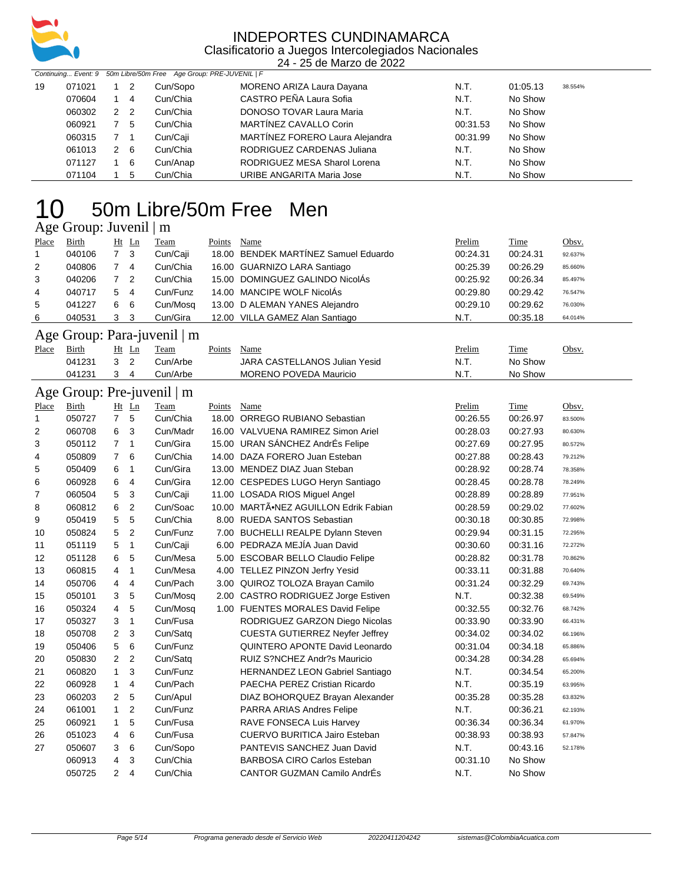# INDEPORTES CUNDINAMARCA
Clasificatorio a Juegos Intercolegiados Nacionales
24 - 25 de Marzo de 2022

*Continuing... Event: 9 50m Libre/50m Free Age Group: PRE-JUVENIL | F*

| Place | Birth | Ht | Ln | Team | Points | Name | Prelim | Time | Obsv. |
|---|---|---|---|---|---|---|---|---|---|
| 19 | 071021 | 1 | 2 | Cun/Sopo | | MORENO ARIZA Laura Dayana | N.T. | 01:05.13 | 38.554% |
| | 070604 | 1 | 4 | Cun/Chia | | CASTRO PEÑA Laura Sofia | N.T. | No Show | |
| | 060302 | 2 | 2 | Cun/Chia | | DONOSO TOVAR Laura Maria | N.T. | No Show | |
| | 060921 | 7 | 5 | Cun/Chia | | MARTÍNEZ CAVALLO Corin | 00:31.53 | No Show | |
| | 060315 | 7 | 1 | Cun/Caji | | MARTÍNEZ FORERO Laura Alejandra | 00:31.99 | No Show | |
| | 061013 | 2 | 6 | Cun/Chia | | RODRIGUEZ CARDENAS Juliana | N.T. | No Show | |
| | 071127 | 1 | 6 | Cun/Anap | | RODRIGUEZ MESA Sharol Lorena | N.T. | No Show | |
| | 071104 | 1 | 5 | Cun/Chia | | URIBE ANGARITA Maria Jose | N.T. | No Show | |

# 10 50m Libre/50m Free Men

## Age Group: Juvenil | m

| Place | Birth | Ht | Ln | Team | Points | Name | Prelim | Time | Obsv. |
|---|---|---|---|---|---|---|---|---|---|
| 1 | 040106 | 7 | 3 | Cun/Caji | 18.00 | BENDEK MARTÍNEZ Samuel Eduardo | 00:24.31 | 00:24.31 | 92.637% |
| 2 | 040806 | 7 | 4 | Cun/Chia | 16.00 | GUARNIZO LARA Santiago | 00:25.39 | 00:26.29 | 85.660% |
| 3 | 040206 | 7 | 2 | Cun/Chia | 15.00 | DOMINGUEZ GALINDO NicolÁs | 00:25.92 | 00:26.34 | 85.497% |
| 4 | 040717 | 5 | 4 | Cun/Funz | 14.00 | MANCIPE WOLF NicolÁs | 00:29.80 | 00:29.42 | 76.547% |
| 5 | 041227 | 6 | 6 | Cun/Mosq | 13.00 | D ALEMAN YANES Alejandro | 00:29.10 | 00:29.62 | 76.030% |
| 6 | 040531 | 3 | 3 | Cun/Gira | 12.00 | VILLA GAMEZ Alan Santiago | N.T. | 00:35.18 | 64.014% |

## Age Group: Para-juvenil | m

| Place | Birth | Ht | Ln | Team | Points | Name | Prelim | Time | Obsv. |
|---|---|---|---|---|---|---|---|---|---|
| | 041231 | 3 | 2 | Cun/Arbe | | JARA CASTELLANOS Julian Yesid | N.T. | No Show | |
| | 041231 | 3 | 4 | Cun/Arbe | | MORENO POVEDA Mauricio | N.T. | No Show | |

## Age Group: Pre-juvenil | m

| Place | Birth | Ht | Ln | Team | Points | Name | Prelim | Time | Obsv. |
|---|---|---|---|---|---|---|---|---|---|
| 1 | 050727 | 7 | 5 | Cun/Chia | 18.00 | ORREGO RUBIANO Sebastian | 00:26.55 | 00:26.97 | 83.500% |
| 2 | 060708 | 6 | 3 | Cun/Madr | 16.00 | VALVUENA RAMIREZ Simon Ariel | 00:28.03 | 00:27.93 | 80.630% |
| 3 | 050112 | 7 | 1 | Cun/Gira | 15.00 | URAN SÁNCHEZ AndrÉs Felipe | 00:27.69 | 00:27.95 | 80.572% |
| 4 | 050809 | 7 | 6 | Cun/Chia | 14.00 | DAZA FORERO Juan Esteban | 00:27.88 | 00:28.43 | 79.212% |
| 5 | 050409 | 6 | 1 | Cun/Gira | 13.00 | MENDEZ DIAZ Juan Steban | 00:28.92 | 00:28.74 | 78.358% |
| 6 | 060928 | 6 | 4 | Cun/Gira | 12.00 | CESPEDES LUGO Heryn Santiago | 00:28.45 | 00:28.78 | 78.249% |
| 7 | 060504 | 5 | 3 | Cun/Caji | 11.00 | LOSADA RIOS Miguel Angel | 00:28.89 | 00:28.89 | 77.951% |
| 8 | 060812 | 6 | 2 | Cun/Soac | 10.00 | MARTÃ•NEZ AGUILLON Edrik Fabian | 00:28.59 | 00:29.02 | 77.602% |
| 9 | 050419 | 5 | 5 | Cun/Chia | 8.00 | RUEDA SANTOS Sebastian | 00:30.18 | 00:30.85 | 72.998% |
| 10 | 050824 | 5 | 2 | Cun/Funz | 7.00 | BUCHELLI REALPE Dylann Steven | 00:29.94 | 00:31.15 | 72.295% |
| 11 | 051119 | 5 | 1 | Cun/Caji | 6.00 | PEDRAZA MEJÍA Juan David | 00:30.60 | 00:31.16 | 72.272% |
| 12 | 051128 | 6 | 5 | Cun/Mesa | 5.00 | ESCOBAR BELLO Claudio Felipe | 00:28.82 | 00:31.78 | 70.862% |
| 13 | 060815 | 4 | 1 | Cun/Mesa | 4.00 | TELLEZ PINZON Jerfry Yesid | 00:33.11 | 00:31.88 | 70.640% |
| 14 | 050706 | 4 | 4 | Cun/Pach | 3.00 | QUIROZ TOLOZA Brayan Camilo | 00:31.24 | 00:32.29 | 69.743% |
| 15 | 050101 | 3 | 5 | Cun/Mosq | 2.00 | CASTRO RODRIGUEZ Jorge Estiven | N.T. | 00:32.38 | 69.549% |
| 16 | 050324 | 4 | 5 | Cun/Mosq | 1.00 | FUENTES MORALES David Felipe | 00:32.55 | 00:32.76 | 68.742% |
| 17 | 050327 | 3 | 1 | Cun/Fusa | | RODRIGUEZ GARZON Diego Nicolas | 00:33.90 | 00:33.90 | 66.431% |
| 18 | 050708 | 2 | 3 | Cun/Satq | | CUESTA GUTIERREZ Neyfer Jeffrey | 00:34.02 | 00:34.02 | 66.196% |
| 19 | 050406 | 5 | 6 | Cun/Funz | | QUINTERO APONTE David Leonardo | 00:31.04 | 00:34.18 | 65.886% |
| 20 | 050830 | 2 | 2 | Cun/Satq | | RUIZ S?NCHEZ Andr?s Mauricio | 00:34.28 | 00:34.28 | 65.694% |
| 21 | 060820 | 1 | 3 | Cun/Funz | | HERNANDEZ LEON Gabriel Santiago | N.T. | 00:34.54 | 65.200% |
| 22 | 060928 | 1 | 4 | Cun/Pach | | PAECHA PEREZ Cristian Ricardo | N.T. | 00:35.19 | 63.995% |
| 23 | 060203 | 2 | 5 | Cun/Apul | | DIAZ BOHORQUEZ Brayan Alexander | 00:35.28 | 00:35.28 | 63.832% |
| 24 | 061001 | 1 | 2 | Cun/Funz | | PARRA ARIAS Andres Felipe | N.T. | 00:36.21 | 62.193% |
| 25 | 060921 | 1 | 5 | Cun/Fusa | | RAVE FONSECA Luis Harvey | 00:36.34 | 00:36.34 | 61.970% |
| 26 | 051023 | 4 | 6 | Cun/Fusa | | CUERVO BURITICA Jairo Esteban | 00:38.93 | 00:38.93 | 57.847% |
| 27 | 050607 | 3 | 6 | Cun/Sopo | | PANTEVIS SANCHEZ Juan David | N.T. | 00:43.16 | 52.178% |
| | 060913 | 4 | 3 | Cun/Chia | | BARBOSA CIRO Carlos Esteban | 00:31.10 | No Show | |
| | 050725 | 2 | 4 | Cun/Chia | | CANTOR GUZMAN Camilo AndrÉs | N.T. | No Show | |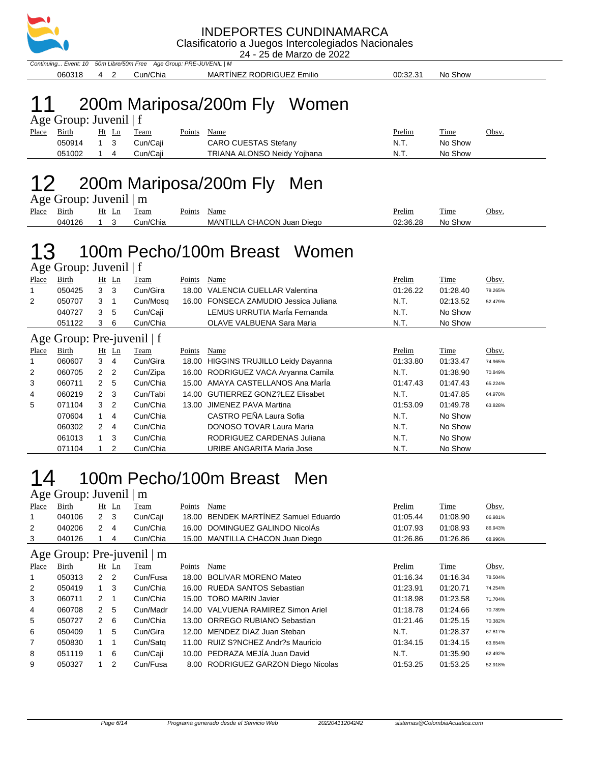*Continuing... Event: 10 50m Libre/50m Free Age Group: PRE-JUVENIL | M*

| Place | Birth | Ht | Ln | Team | Points | Name | Prelim | Time | Obsv. |
|---|---|---|---|---|---|---|---|---|---|
| | 060318 | 4 | 2 | Cun/Chia | | MARTÍNEZ RODRIGUEZ Emilio | 00:32.31 | No Show | |

# 11 200m Mariposa/200m Fly Women

### Age Group: Juvenil | f

| Place | Birth | Ht | Ln | Team | Points | Name | Prelim | Time | Obsv. |
|---|---|---|---|---|---|---|---|---|---|
| | 050914 | 1 | 3 | Cun/Caji | | CARO CUESTAS Stefany | N.T. | No Show | |
| | 051002 | 1 | 4 | Cun/Caji | | TRIANA ALONSO Neidy Yojhana | N.T. | No Show | |

# 12 200m Mariposa/200m Fly Men

### Age Group: Juvenil | m

| Place | Birth | Ht | Ln | Team | Points | Name | Prelim | Time | Obsv. |
|---|---|---|---|---|---|---|---|---|---|
| | 040126 | 1 | 3 | Cun/Chia | | MANTILLA CHACON Juan Diego | 02:36.28 | No Show | |

# 13 100m Pecho/100m Breast Women

### Age Group: Juvenil | f

| Place | Birth | Ht | Ln | Team | Points | Name | Prelim | Time | Obsv. |
|---|---|---|---|---|---|---|---|---|---|
| 1 | 050425 | 3 | 3 | Cun/Gira | 18.00 | VALENCIA CUELLAR Valentina | 01:26.22 | 01:28.40 | 79.265% |
| 2 | 050707 | 3 | 1 | Cun/Mosq | 16.00 | FONSECA ZAMUDIO Jessica Juliana | N.T. | 02:13.52 | 52.479% |
| | 040727 | 3 | 5 | Cun/Caji | | LEMUS URRUTIA MarÍa Fernanda | N.T. | No Show | |
| | 051122 | 3 | 6 | Cun/Chia | | OLAVE VALBUENA Sara Maria | N.T. | No Show | |

### Age Group: Pre-juvenil | f

| Place | Birth | Ht | Ln | Team | Points | Name | Prelim | Time | Obsv. |
|---|---|---|---|---|---|---|---|---|---|
| 1 | 060607 | 3 | 4 | Cun/Gira | 18.00 | HIGGINS TRUJILLO Leidy Dayanna | 01:33.80 | 01:33.47 | 74.965% |
| 2 | 060705 | 2 | 2 | Cun/Zipa | 16.00 | RODRIGUEZ VACA Aryanna Camila | N.T. | 01:38.90 | 70.849% |
| 3 | 060711 | 2 | 5 | Cun/Chia | 15.00 | AMAYA CASTELLANOS Ana MarÍa | 01:47.43 | 01:47.43 | 65.224% |
| 4 | 060219 | 2 | 3 | Cun/Tabi | 14.00 | GUTIERREZ GONZ?LEZ Elisabet | N.T. | 01:47.85 | 64.970% |
| 5 | 071104 | 3 | 2 | Cun/Chia | 13.00 | JIMENEZ PAVA Martina | 01:53.09 | 01:49.78 | 63.828% |
| | 070604 | 1 | 4 | Cun/Chia | | CASTRO PEÑA Laura Sofia | N.T. | No Show | |
| | 060302 | 2 | 4 | Cun/Chia | | DONOSO TOVAR Laura Maria | N.T. | No Show | |
| | 061013 | 1 | 3 | Cun/Chia | | RODRIGUEZ CARDENAS Juliana | N.T. | No Show | |
| | 071104 | 1 | 2 | Cun/Chia | | URIBE ANGARITA Maria Jose | N.T. | No Show | |

# 14 100m Pecho/100m Breast Men

### Age Group: Juvenil | m

| Place | Birth | Ht | Ln | Team | Points | Name | Prelim | Time | Obsv. |
|---|---|---|---|---|---|---|---|---|---|
| 1 | 040106 | 2 | 3 | Cun/Caji | 18.00 | BENDEK MARTÍNEZ Samuel Eduardo | 01:05.44 | 01:08.90 | 86.981% |
| 2 | 040206 | 2 | 4 | Cun/Chia | 16.00 | DOMINGUEZ GALINDO NicolÁs | 01:07.93 | 01:08.93 | 86.943% |
| 3 | 040126 | 1 | 4 | Cun/Chia | 15.00 | MANTILLA CHACON Juan Diego | 01:26.86 | 01:26.86 | 68.996% |

### Age Group: Pre-juvenil | m

| Place | Birth | Ht | Ln | Team | Points | Name | Prelim | Time | Obsv. |
|---|---|---|---|---|---|---|---|---|---|
| 1 | 050313 | 2 | 2 | Cun/Fusa | 18.00 | BOLIVAR MORENO Mateo | 01:16.34 | 01:16.34 | 78.504% |
| 2 | 050419 | 1 | 3 | Cun/Chia | 16.00 | RUEDA SANTOS Sebastian | 01:23.91 | 01:20.71 | 74.254% |
| 3 | 060711 | 2 | 1 | Cun/Chia | 15.00 | TOBO MARIN Javier | 01:18.98 | 01:23.58 | 71.704% |
| 4 | 060708 | 2 | 5 | Cun/Madr | 14.00 | VALVUENA RAMIREZ Simon Ariel | 01:18.78 | 01:24.66 | 70.789% |
| 5 | 050727 | 2 | 6 | Cun/Chia | 13.00 | ORREGO RUBIANO Sebastian | 01:21.46 | 01:25.15 | 70.382% |
| 6 | 050409 | 1 | 5 | Cun/Gira | 12.00 | MENDEZ DIAZ Juan Steban | N.T. | 01:28.37 | 67.817% |
| 7 | 050830 | 1 | 1 | Cun/Satq | 11.00 | RUIZ S?NCHEZ Andr?s Mauricio | 01:34.15 | 01:34.15 | 63.654% |
| 8 | 051119 | 1 | 6 | Cun/Caji | 10.00 | PEDRAZA MEJÍA Juan David | N.T. | 01:35.90 | 62.492% |
| 9 | 050327 | 1 | 2 | Cun/Fusa | 8.00 | RODRIGUEZ GARZON Diego Nicolas | 01:53.25 | 01:53.25 | 52.918% |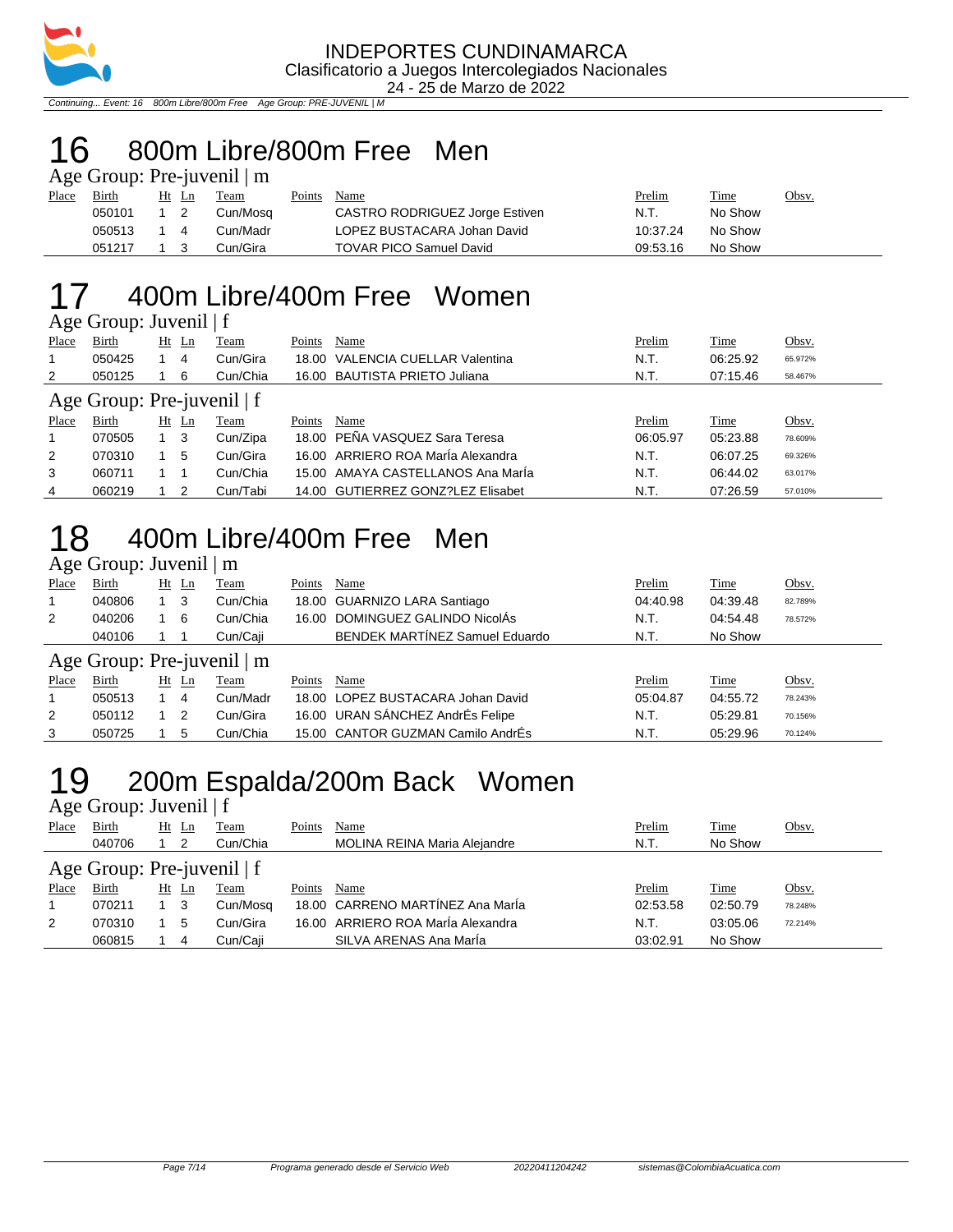INDEPORTES CUNDINAMARCA
Clasificatorio a Juegos Intercolegiados Nacionales
24 - 25 de Marzo de 2022

*Continuing... Event: 16 800m Libre/800m Free Age Group: PRE-JUVENIL | M*

# 16 800m Libre/800m Free Men

### Age Group: Pre-juvenil | m

| Place | Birth | Ht | Ln | Team | Points | Name | Prelim | Time | Obsv. |
|---|---|---|---|---|---|---|---|---|---|
| | 050101 | 1 | 2 | Cun/Mosq | | CASTRO RODRIGUEZ Jorge Estiven | N.T. | No Show | |
| | 050513 | 1 | 4 | Cun/Madr | | LOPEZ BUSTACARA Johan David | 10:37.24 | No Show | |
| | 051217 | 1 | 3 | Cun/Gira | | TOVAR PICO Samuel David | 09:53.16 | No Show | |

# 17 400m Libre/400m Free Women

### Age Group: Juvenil | f

| Place | Birth | Ht | Ln | Team | Points | Name | Prelim | Time | Obsv. |
|---|---|---|---|---|---|---|---|---|---|
| 1 | 050425 | 1 | 4 | Cun/Gira | 18.00 | VALENCIA CUELLAR Valentina | N.T. | 06:25.92 | 65.972% |
| 2 | 050125 | 1 | 6 | Cun/Chia | 16.00 | BAUTISTA PRIETO Juliana | N.T. | 07:15.46 | 58.467% |

### Age Group: Pre-juvenil | f

| Place | Birth | Ht | Ln | Team | Points | Name | Prelim | Time | Obsv. |
|---|---|---|---|---|---|---|---|---|---|
| 1 | 070505 | 1 | 3 | Cun/Zipa | 18.00 | PEÑA VASQUEZ Sara Teresa | 06:05.97 | 05:23.88 | 78.609% |
| 2 | 070310 | 1 | 5 | Cun/Gira | 16.00 | ARRIERO ROA MarÍa Alexandra | N.T. | 06:07.25 | 69.326% |
| 3 | 060711 | 1 | 1 | Cun/Chia | 15.00 | AMAYA CASTELLANOS Ana MarÍa | N.T. | 06:44.02 | 63.017% |
| 4 | 060219 | 1 | 2 | Cun/Tabi | 14.00 | GUTIERREZ GONZ?LEZ Elisabet | N.T. | 07:26.59 | 57.010% |

# 18 400m Libre/400m Free Men

### Age Group: Juvenil | m

| Place | Birth | Ht | Ln | Team | Points | Name | Prelim | Time | Obsv. |
|---|---|---|---|---|---|---|---|---|---|
| 1 | 040806 | 1 | 3 | Cun/Chia | 18.00 | GUARNIZO LARA Santiago | 04:40.98 | 04:39.48 | 82.789% |
| 2 | 040206 | 1 | 6 | Cun/Chia | 16.00 | DOMINGUEZ GALINDO NicolÁs | N.T. | 04:54.48 | 78.572% |
| | 040106 | 1 | 1 | Cun/Caji | | BENDEK MARTÍNEZ Samuel Eduardo | N.T. | No Show | |

### Age Group: Pre-juvenil | m

| Place | Birth | Ht | Ln | Team | Points | Name | Prelim | Time | Obsv. |
|---|---|---|---|---|---|---|---|---|---|
| 1 | 050513 | 1 | 4 | Cun/Madr | 18.00 | LOPEZ BUSTACARA Johan David | 05:04.87 | 04:55.72 | 78.243% |
| 2 | 050112 | 1 | 2 | Cun/Gira | 16.00 | URAN SÁNCHEZ AndrÉs Felipe | N.T. | 05:29.81 | 70.156% |
| 3 | 050725 | 1 | 5 | Cun/Chia | 15.00 | CANTOR GUZMAN Camilo AndrÉs | N.T. | 05:29.96 | 70.124% |

# 19 200m Espalda/200m Back Women

### Age Group: Juvenil | f

| Place | Birth | Ht | Ln | Team | Points | Name | Prelim | Time | Obsv. |
|---|---|---|---|---|---|---|---|---|---|
| | 040706 | 1 | 2 | Cun/Chia | | MOLINA REINA Maria Alejandre | N.T. | No Show | |

### Age Group: Pre-juvenil | f

| Place | Birth | Ht | Ln | Team | Points | Name | Prelim | Time | Obsv. |
|---|---|---|---|---|---|---|---|---|---|
| 1 | 070211 | 1 | 3 | Cun/Mosq | 18.00 | CARRENO MARTÍNEZ Ana MarÍa | 02:53.58 | 02:50.79 | 78.248% |
| 2 | 070310 | 1 | 5 | Cun/Gira | 16.00 | ARRIERO ROA MarÍa Alexandra | N.T. | 03:05.06 | 72.214% |
| | 060815 | 1 | 4 | Cun/Caji | | SILVA ARENAS Ana MarÍa | 03:02.91 | No Show | |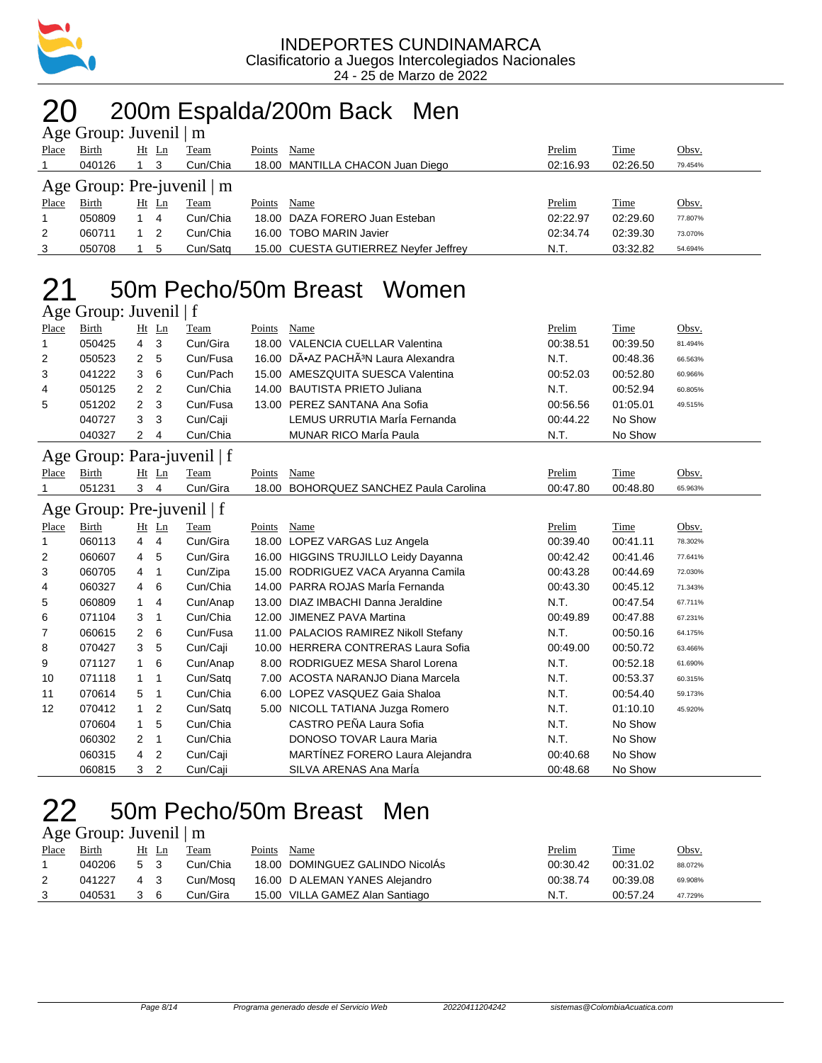INDEPORTES CUNDINAMARCA
Clasificatorio a Juegos Intercolegiados Nacionales
24 - 25 de Marzo de 2022

# 20 200m Espalda/200m Back Men

## Age Group: Juvenil | m

| Place | Birth | Ht | Ln | Team | Points | Name | Prelim | Time | Obsv. |
|---|---|---|---|---|---|---|---|---|---|
| 1 | 040126 | 1 | 3 | Cun/Chia | 18.00 | MANTILLA CHACON Juan Diego | 02:16.93 | 02:26.50 | 79.454% |

## Age Group: Pre-juvenil | m

| Place | Birth | Ht | Ln | Team | Points | Name | Prelim | Time | Obsv. |
|---|---|---|---|---|---|---|---|---|---|
| 1 | 050809 | 1 | 4 | Cun/Chia | 18.00 | DAZA FORERO Juan Esteban | 02:22.97 | 02:29.60 | 77.807% |
| 2 | 060711 | 1 | 2 | Cun/Chia | 16.00 | TOBO MARIN Javier | 02:34.74 | 02:39.30 | 73.070% |
| 3 | 050708 | 1 | 5 | Cun/Satq | 15.00 | CUESTA GUTIERREZ Neyfer Jeffrey | N.T. | 03:32.82 | 54.694% |

# 21 50m Pecho/50m Breast Women

## Age Group: Juvenil | f

| Place | Birth | Ht | Ln | Team | Points | Name | Prelim | Time | Obsv. |
|---|---|---|---|---|---|---|---|---|---|
| 1 | 050425 | 4 | 3 | Cun/Gira | 18.00 | VALENCIA CUELLAR Valentina | 00:38.51 | 00:39.50 | 81.494% |
| 2 | 050523 | 2 | 5 | Cun/Fusa | 16.00 | DÃ•AZ PACHÃ³N Laura Alexandra | N.T. | 00:48.36 | 66.563% |
| 3 | 041222 | 3 | 6 | Cun/Pach | 15.00 | AMESZQUITA SUESCA Valentina | 00:52.03 | 00:52.80 | 60.966% |
| 4 | 050125 | 2 | 2 | Cun/Chia | 14.00 | BAUTISTA PRIETO Juliana | N.T. | 00:52.94 | 60.805% |
| 5 | 051202 | 2 | 3 | Cun/Fusa | 13.00 | PEREZ SANTANA Ana Sofia | 00:56.56 | 01:05.01 | 49.515% |
|  | 040727 | 3 | 3 | Cun/Caji |  | LEMUS URRUTIA MarÍa Fernanda | 00:44.22 | No Show |  |
|  | 040327 | 2 | 4 | Cun/Chia |  | MUNAR RICO MarÍa Paula | N.T. | No Show |  |

## Age Group: Para-juvenil | f

| Place | Birth | Ht | Ln | Team | Points | Name | Prelim | Time | Obsv. |
|---|---|---|---|---|---|---|---|---|---|
| 1 | 051231 | 3 | 4 | Cun/Gira | 18.00 | BOHORQUEZ SANCHEZ Paula Carolina | 00:47.80 | 00:48.80 | 65.963% |

## Age Group: Pre-juvenil | f

| Place | Birth | Ht | Ln | Team | Points | Name | Prelim | Time | Obsv. |
|---|---|---|---|---|---|---|---|---|---|
| 1 | 060113 | 4 | 4 | Cun/Gira | 18.00 | LOPEZ VARGAS Luz Angela | 00:39.40 | 00:41.11 | 78.302% |
| 2 | 060607 | 4 | 5 | Cun/Gira | 16.00 | HIGGINS TRUJILLO Leidy Dayanna | 00:42.42 | 00:41.46 | 77.641% |
| 3 | 060705 | 4 | 1 | Cun/Zipa | 15.00 | RODRIGUEZ VACA Aryanna Camila | 00:43.28 | 00:44.69 | 72.030% |
| 4 | 060327 | 4 | 6 | Cun/Chia | 14.00 | PARRA ROJAS MarÍa Fernanda | 00:43.30 | 00:45.12 | 71.343% |
| 5 | 060809 | 1 | 4 | Cun/Anap | 13.00 | DIAZ IMBACHI Danna Jeraldine | N.T. | 00:47.54 | 67.711% |
| 6 | 071104 | 3 | 1 | Cun/Chia | 12.00 | JIMENEZ PAVA Martina | 00:49.89 | 00:47.88 | 67.231% |
| 7 | 060615 | 2 | 6 | Cun/Fusa | 11.00 | PALACIOS RAMIREZ Nikoll Stefany | N.T. | 00:50.16 | 64.175% |
| 8 | 070427 | 3 | 5 | Cun/Caji | 10.00 | HERRERA CONTRERAS Laura Sofia | 00:49.00 | 00:50.72 | 63.466% |
| 9 | 071127 | 1 | 6 | Cun/Anap | 8.00 | RODRIGUEZ MESA Sharol Lorena | N.T. | 00:52.18 | 61.690% |
| 10 | 071118 | 1 | 1 | Cun/Satq | 7.00 | ACOSTA NARANJO Diana Marcela | N.T. | 00:53.37 | 60.315% |
| 11 | 070614 | 5 | 1 | Cun/Chia | 6.00 | LOPEZ VASQUEZ Gaia Shaloa | N.T. | 00:54.40 | 59.173% |
| 12 | 070412 | 1 | 2 | Cun/Satq | 5.00 | NICOLL TATIANA Juzga Romero | N.T. | 01:10.10 | 45.920% |
|  | 070604 | 1 | 5 | Cun/Chia |  | CASTRO PEÑA Laura Sofia | N.T. | No Show |  |
|  | 060302 | 2 | 1 | Cun/Chia |  | DONOSO TOVAR Laura Maria | N.T. | No Show |  |
|  | 060315 | 4 | 2 | Cun/Caji |  | MARTÍNEZ FORERO Laura Alejandra | 00:40.68 | No Show |  |
|  | 060815 | 3 | 2 | Cun/Caji |  | SILVA ARENAS Ana MarÍa | 00:48.68 | No Show |  |

# 22 50m Pecho/50m Breast Men

## Age Group: Juvenil | m

| Place | Birth | Ht | Ln | Team | Points | Name | Prelim | Time | Obsv. |
|---|---|---|---|---|---|---|---|---|---|
| 1 | 040206 | 5 | 3 | Cun/Chia | 18.00 | DOMINGUEZ GALINDO NicolÁs | 00:30.42 | 00:31.02 | 88.072% |
| 2 | 041227 | 4 | 3 | Cun/Mosq | 16.00 | D ALEMAN YANES Alejandro | 00:38.74 | 00:39.08 | 69.908% |
| 3 | 040531 | 3 | 6 | Cun/Gira | 15.00 | VILLA GAMEZ Alan Santiago | N.T. | 00:57.24 | 47.729% |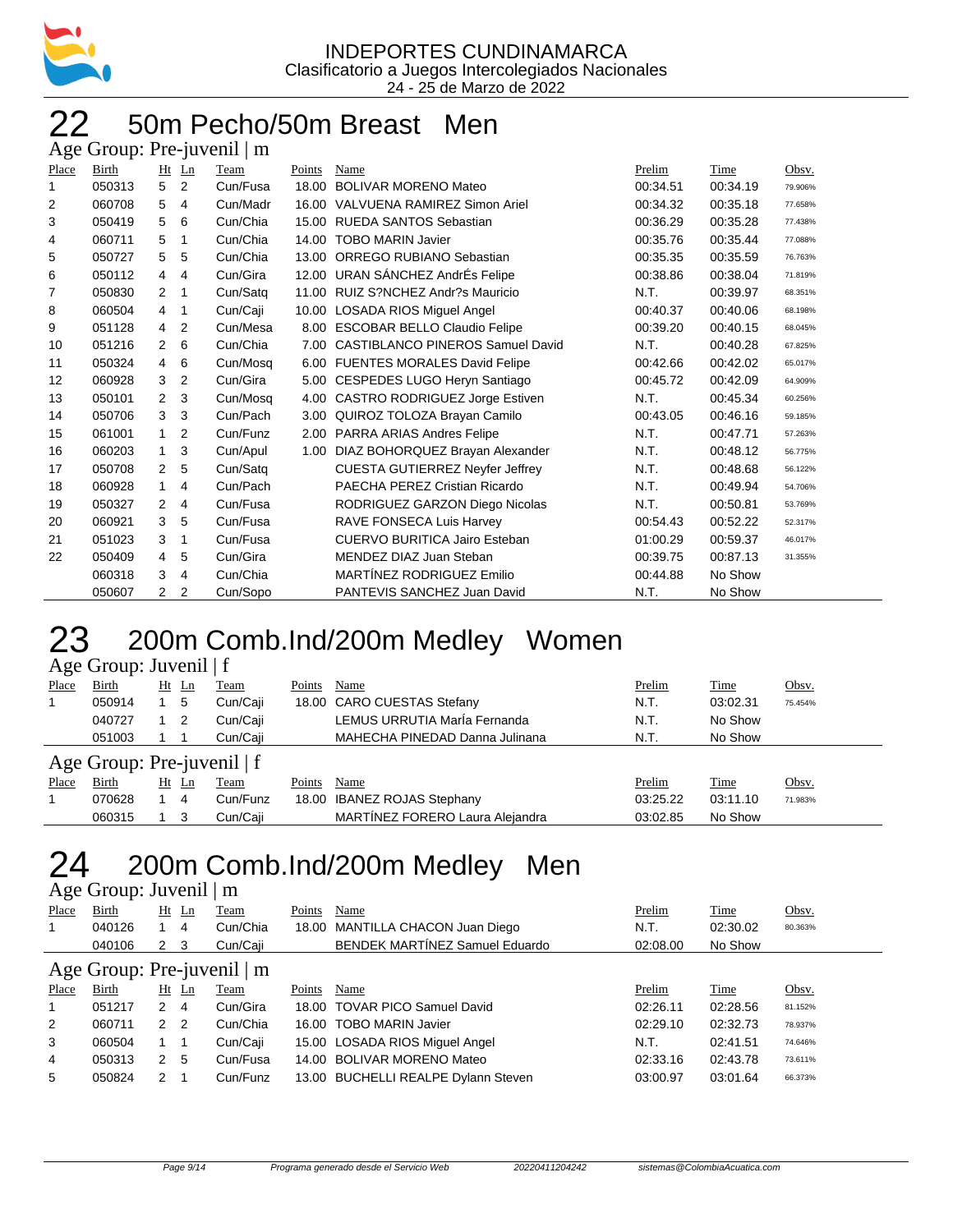INDEPORTES CUNDINAMARCA
Clasificatorio a Juegos Intercolegiados Nacionales
24 - 25 de Marzo de 2022

# 22 50m Pecho/50m Breast Men

## Age Group: Pre-juvenil | m

| Place | Birth | Ht | Ln | Team | Points | Name | Prelim | Time | Obsv. |
|---|---|---|---|---|---|---|---|---|---|
| 1 | 050313 | 5 | 2 | Cun/Fusa | 18.00 | BOLIVAR MORENO Mateo | 00:34.51 | 00:34.19 | 79.906% |
| 2 | 060708 | 5 | 4 | Cun/Madr | 16.00 | VALVUENA RAMIREZ Simon Ariel | 00:34.32 | 00:35.18 | 77.658% |
| 3 | 050419 | 5 | 6 | Cun/Chia | 15.00 | RUEDA SANTOS Sebastian | 00:36.29 | 00:35.28 | 77.438% |
| 4 | 060711 | 5 | 1 | Cun/Chia | 14.00 | TOBO MARIN Javier | 00:35.76 | 00:35.44 | 77.088% |
| 5 | 050727 | 5 | 5 | Cun/Chia | 13.00 | ORREGO RUBIANO Sebastian | 00:35.35 | 00:35.59 | 76.763% |
| 6 | 050112 | 4 | 4 | Cun/Gira | 12.00 | URAN SÁNCHEZ AndrÉs Felipe | 00:38.86 | 00:38.04 | 71.819% |
| 7 | 050830 | 2 | 1 | Cun/Satq | 11.00 | RUIZ S?NCHEZ Andr?s Mauricio | N.T. | 00:39.97 | 68.351% |
| 8 | 060504 | 4 | 1 | Cun/Caji | 10.00 | LOSADA RIOS Miguel Angel | 00:40.37 | 00:40.06 | 68.198% |
| 9 | 051128 | 4 | 2 | Cun/Mesa | 8.00 | ESCOBAR BELLO Claudio Felipe | 00:39.20 | 00:40.15 | 68.045% |
| 10 | 051216 | 2 | 6 | Cun/Chia | 7.00 | CASTIBLANCO PINEROS Samuel David | N.T. | 00:40.28 | 67.825% |
| 11 | 050324 | 4 | 6 | Cun/Mosq | 6.00 | FUENTES MORALES David Felipe | 00:42.66 | 00:42.02 | 65.017% |
| 12 | 060928 | 3 | 2 | Cun/Gira | 5.00 | CESPEDES LUGO Heryn Santiago | 00:45.72 | 00:42.09 | 64.909% |
| 13 | 050101 | 2 | 3 | Cun/Mosq | 4.00 | CASTRO RODRIGUEZ Jorge Estiven | N.T. | 00:45.34 | 60.256% |
| 14 | 050706 | 3 | 3 | Cun/Pach | 3.00 | QUIROZ TOLOZA Brayan Camilo | 00:43.05 | 00:46.16 | 59.185% |
| 15 | 061001 | 1 | 2 | Cun/Funz | 2.00 | PARRA ARIAS Andres Felipe | N.T. | 00:47.71 | 57.263% |
| 16 | 060203 | 1 | 3 | Cun/Apul | 1.00 | DIAZ BOHORQUEZ Brayan Alexander | N.T. | 00:48.12 | 56.775% |
| 17 | 050708 | 2 | 5 | Cun/Satq | | CUESTA GUTIERREZ Neyfer Jeffrey | N.T. | 00:48.68 | 56.122% |
| 18 | 060928 | 1 | 4 | Cun/Pach | | PAECHA PEREZ Cristian Ricardo | N.T. | 00:49.94 | 54.706% |
| 19 | 050327 | 2 | 4 | Cun/Fusa | | RODRIGUEZ GARZON Diego Nicolas | N.T. | 00:50.81 | 53.769% |
| 20 | 060921 | 3 | 5 | Cun/Fusa | | RAVE FONSECA Luis Harvey | 00:54.43 | 00:52.22 | 52.317% |
| 21 | 051023 | 3 | 1 | Cun/Fusa | | CUERVO BURITICA Jairo Esteban | 01:00.29 | 00:59.37 | 46.017% |
| 22 | 050409 | 4 | 5 | Cun/Gira | | MENDEZ DIAZ Juan Steban | 00:39.75 | 00:87.13 | 31.355% |
| | 060318 | 3 | 4 | Cun/Chia | | MARTÍNEZ RODRIGUEZ Emilio | 00:44.88 | No Show | |
| | 050607 | 2 | 2 | Cun/Sopo | | PANTEVIS SANCHEZ Juan David | N.T. | No Show | |

# 23 200m Comb.Ind/200m Medley Women

## Age Group: Juvenil | f

| Place | Birth | Ht | Ln | Team | Points | Name | Prelim | Time | Obsv. |
|---|---|---|---|---|---|---|---|---|---|
| 1 | 050914 | 1 | 5 | Cun/Caji | 18.00 | CARO CUESTAS Stefany | N.T. | 03:02.31 | 75.454% |
| | 040727 | 1 | 2 | Cun/Caji | | LEMUS URRUTIA MarÍa Fernanda | N.T. | No Show | |
| | 051003 | 1 | 1 | Cun/Caji | | MAHECHA PINEDAD Danna Julinana | N.T. | No Show | |

## Age Group: Pre-juvenil | f

| Place | Birth | Ht | Ln | Team | Points | Name | Prelim | Time | Obsv. |
|---|---|---|---|---|---|---|---|---|---|
| 1 | 070628 | 1 | 4 | Cun/Funz | 18.00 | IBANEZ ROJAS Stephany | 03:25.22 | 03:11.10 | 71.983% |
| | 060315 | 1 | 3 | Cun/Caji | | MARTÍNEZ FORERO Laura Alejandra | 03:02.85 | No Show | |

# 24 200m Comb.Ind/200m Medley Men

## Age Group: Juvenil | m

| Place | Birth | Ht | Ln | Team | Points | Name | Prelim | Time | Obsv. |
|---|---|---|---|---|---|---|---|---|---|
| 1 | 040126 | 1 | 4 | Cun/Chia | 18.00 | MANTILLA CHACON Juan Diego | N.T. | 02:30.02 | 80.363% |
| | 040106 | 2 | 3 | Cun/Caji | | BENDEK MARTÍNEZ Samuel Eduardo | 02:08.00 | No Show | |

## Age Group: Pre-juvenil | m

| Place | Birth | Ht | Ln | Team | Points | Name | Prelim | Time | Obsv. |
|---|---|---|---|---|---|---|---|---|---|
| 1 | 051217 | 2 | 4 | Cun/Gira | 18.00 | TOVAR PICO Samuel David | 02:26.11 | 02:28.56 | 81.152% |
| 2 | 060711 | 2 | 2 | Cun/Chia | 16.00 | TOBO MARIN Javier | 02:29.10 | 02:32.73 | 78.937% |
| 3 | 060504 | 1 | 1 | Cun/Caji | 15.00 | LOSADA RIOS Miguel Angel | N.T. | 02:41.51 | 74.646% |
| 4 | 050313 | 2 | 5 | Cun/Fusa | 14.00 | BOLIVAR MORENO Mateo | 02:33.16 | 02:43.78 | 73.611% |
| 5 | 050824 | 2 | 1 | Cun/Funz | 13.00 | BUCHELLI REALPE Dylann Steven | 03:00.97 | 03:01.64 | 66.373% |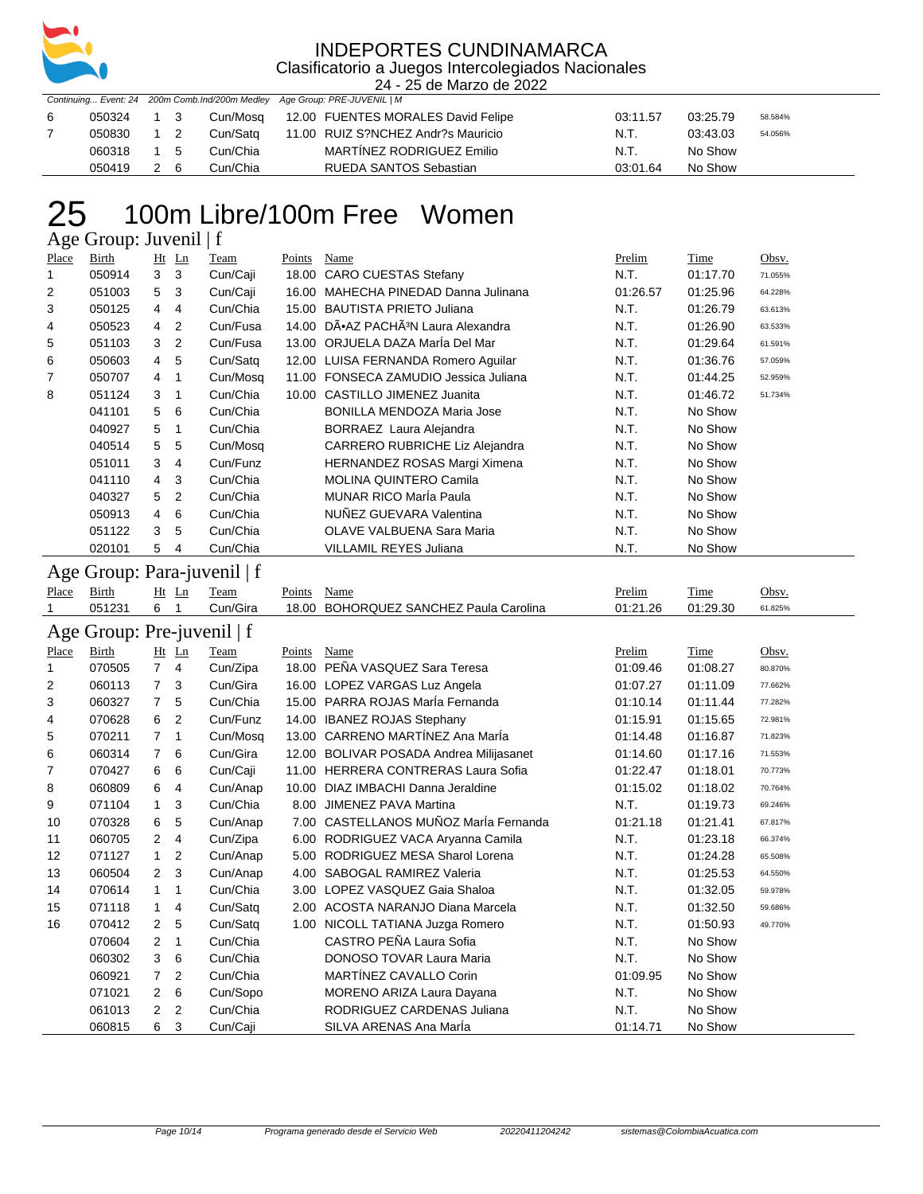# INDEPORTES CUNDINAMARCA

Clasificatorio a Juegos Intercolegiados Nacionales

24 - 25 de Marzo de 2022

*Continuing... Event: 24 200m Comb.Ind/200m Medley Age Group: PRE-JUVENIL | M*

| | | | | | | | | | |
|---|---|---|---|---|---|---|---|---|---|
| 6 | 050324 | 1 | 3 | Cun/Mosq | 12.00 | FUENTES MORALES David Felipe | 03:11.57 | 03:25.79 | 58.584% |
| 7 | 050830 | 1 | 2 | Cun/Satq | 11.00 | RUIZ S?NCHEZ Andr?s Mauricio | N.T. | 03:43.03 | 54.056% |
| | 060318 | 1 | 5 | Cun/Chia | | MARTÍNEZ RODRIGUEZ Emilio | N.T. | No Show | |
| | 050419 | 2 | 6 | Cun/Chia | | RUEDA SANTOS Sebastian | 03:01.64 | No Show | |

# 25 100m Libre/100m Free Women

## Age Group: Juvenil | f

| Place | Birth | Ht | Ln | Team | Points | Name | Prelim | Time | Obsv. |
|---|---|---|---|---|---|---|---|---|---|
| 1 | 050914 | 3 | 3 | Cun/Caji | 18.00 | CARO CUESTAS Stefany | N.T. | 01:17.70 | 71.055% |
| 2 | 051003 | 5 | 3 | Cun/Caji | 16.00 | MAHECHA PINEDAD Danna Julinana | 01:26.57 | 01:25.96 | 64.228% |
| 3 | 050125 | 4 | 4 | Cun/Chia | 15.00 | BAUTISTA PRIETO Juliana | N.T. | 01:26.79 | 63.613% |
| 4 | 050523 | 4 | 2 | Cun/Fusa | 14.00 | DÃ•AZ PACHÃ³N Laura Alexandra | N.T. | 01:26.90 | 63.533% |
| 5 | 051103 | 3 | 2 | Cun/Fusa | 13.00 | ORJUELA DAZA MarÍa Del Mar | N.T. | 01:29.64 | 61.591% |
| 6 | 050603 | 4 | 5 | Cun/Satq | 12.00 | LUISA FERNANDA Romero Aguilar | N.T. | 01:36.76 | 57.059% |
| 7 | 050707 | 4 | 1 | Cun/Mosq | 11.00 | FONSECA ZAMUDIO Jessica Juliana | N.T. | 01:44.25 | 52.959% |
| 8 | 051124 | 3 | 1 | Cun/Chia | 10.00 | CASTILLO JIMENEZ Juanita | N.T. | 01:46.72 | 51.734% |
| | 041101 | 5 | 6 | Cun/Chia | | BONILLA MENDOZA Maria Jose | N.T. | No Show | |
| | 040927 | 5 | 1 | Cun/Chia | | BORRAEZ Laura Alejandra | N.T. | No Show | |
| | 040514 | 5 | 5 | Cun/Mosq | | CARRERO RUBRICHE Liz Alejandra | N.T. | No Show | |
| | 051011 | 3 | 4 | Cun/Funz | | HERNANDEZ ROSAS Margi Ximena | N.T. | No Show | |
| | 041110 | 4 | 3 | Cun/Chia | | MOLINA QUINTERO Camila | N.T. | No Show | |
| | 040327 | 5 | 2 | Cun/Chia | | MUNAR RICO MarÍa Paula | N.T. | No Show | |
| | 050913 | 4 | 6 | Cun/Chia | | NUÑEZ GUEVARA Valentina | N.T. | No Show | |
| | 051122 | 3 | 5 | Cun/Chia | | OLAVE VALBUENA Sara Maria | N.T. | No Show | |
| | 020101 | 5 | 4 | Cun/Chia | | VILLAMIL REYES Juliana | N.T. | No Show | |

## Age Group: Para-juvenil | f

| Place | Birth | Ht | Ln | Team | Points | Name | Prelim | Time | Obsv. |
|---|---|---|---|---|---|---|---|---|---|
| 1 | 051231 | 6 | 1 | Cun/Gira | 18.00 | BOHORQUEZ SANCHEZ Paula Carolina | 01:21.26 | 01:29.30 | 61.825% |

## Age Group: Pre-juvenil | f

| Place | Birth | Ht | Ln | Team | Points | Name | Prelim | Time | Obsv. |
|---|---|---|---|---|---|---|---|---|---|
| 1 | 070505 | 7 | 4 | Cun/Zipa | 18.00 | PEÑA VASQUEZ Sara Teresa | 01:09.46 | 01:08.27 | 80.870% |
| 2 | 060113 | 7 | 3 | Cun/Gira | 16.00 | LOPEZ VARGAS Luz Angela | 01:07.27 | 01:11.09 | 77.662% |
| 3 | 060327 | 7 | 5 | Cun/Chia | 15.00 | PARRA ROJAS MarÍa Fernanda | 01:10.14 | 01:11.44 | 77.282% |
| 4 | 070628 | 6 | 2 | Cun/Funz | 14.00 | IBANEZ ROJAS Stephany | 01:15.91 | 01:15.65 | 72.981% |
| 5 | 070211 | 7 | 1 | Cun/Mosq | 13.00 | CARRENO MARTÍNEZ Ana MarÍa | 01:14.48 | 01:16.87 | 71.823% |
| 6 | 060314 | 7 | 6 | Cun/Gira | 12.00 | BOLIVAR POSADA Andrea Milijasanet | 01:14.60 | 01:17.16 | 71.553% |
| 7 | 070427 | 6 | 6 | Cun/Caji | 11.00 | HERRERA CONTRERAS Laura Sofia | 01:22.47 | 01:18.01 | 70.773% |
| 8 | 060809 | 6 | 4 | Cun/Anap | 10.00 | DIAZ IMBACHI Danna Jeraldine | 01:15.02 | 01:18.02 | 70.764% |
| 9 | 071104 | 1 | 3 | Cun/Chia | 8.00 | JIMENEZ PAVA Martina | N.T. | 01:19.73 | 69.246% |
| 10 | 070328 | 6 | 5 | Cun/Anap | 7.00 | CASTELLANOS MUÑOZ MarÍa Fernanda | 01:21.18 | 01:21.41 | 67.817% |
| 11 | 060705 | 2 | 4 | Cun/Zipa | 6.00 | RODRIGUEZ VACA Aryanna Camila | N.T. | 01:23.18 | 66.374% |
| 12 | 071127 | 1 | 2 | Cun/Anap | 5.00 | RODRIGUEZ MESA Sharol Lorena | N.T. | 01:24.28 | 65.508% |
| 13 | 060504 | 2 | 3 | Cun/Anap | 4.00 | SABOGAL RAMIREZ Valeria | N.T. | 01:25.53 | 64.550% |
| 14 | 070614 | 1 | 1 | Cun/Chia | 3.00 | LOPEZ VASQUEZ Gaia Shaloa | N.T. | 01:32.05 | 59.978% |
| 15 | 071118 | 1 | 4 | Cun/Satq | 2.00 | ACOSTA NARANJO Diana Marcela | N.T. | 01:32.50 | 59.686% |
| 16 | 070412 | 2 | 5 | Cun/Satq | 1.00 | NICOLL TATIANA Juzga Romero | N.T. | 01:50.93 | 49.770% |
| | 070604 | 2 | 1 | Cun/Chia | | CASTRO PEÑA Laura Sofia | N.T. | No Show | |
| | 060302 | 3 | 6 | Cun/Chia | | DONOSO TOVAR Laura Maria | N.T. | No Show | |
| | 060921 | 7 | 2 | Cun/Chia | | MARTÍNEZ CAVALLO Corin | 01:09.95 | No Show | |
| | 071021 | 2 | 6 | Cun/Sopo | | MORENO ARIZA Laura Dayana | N.T. | No Show | |
| | 061013 | 2 | 2 | Cun/Chia | | RODRIGUEZ CARDENAS Juliana | N.T. | No Show | |
| | 060815 | 6 | 3 | Cun/Caji | | SILVA ARENAS Ana MarÍa | 01:14.71 | No Show | |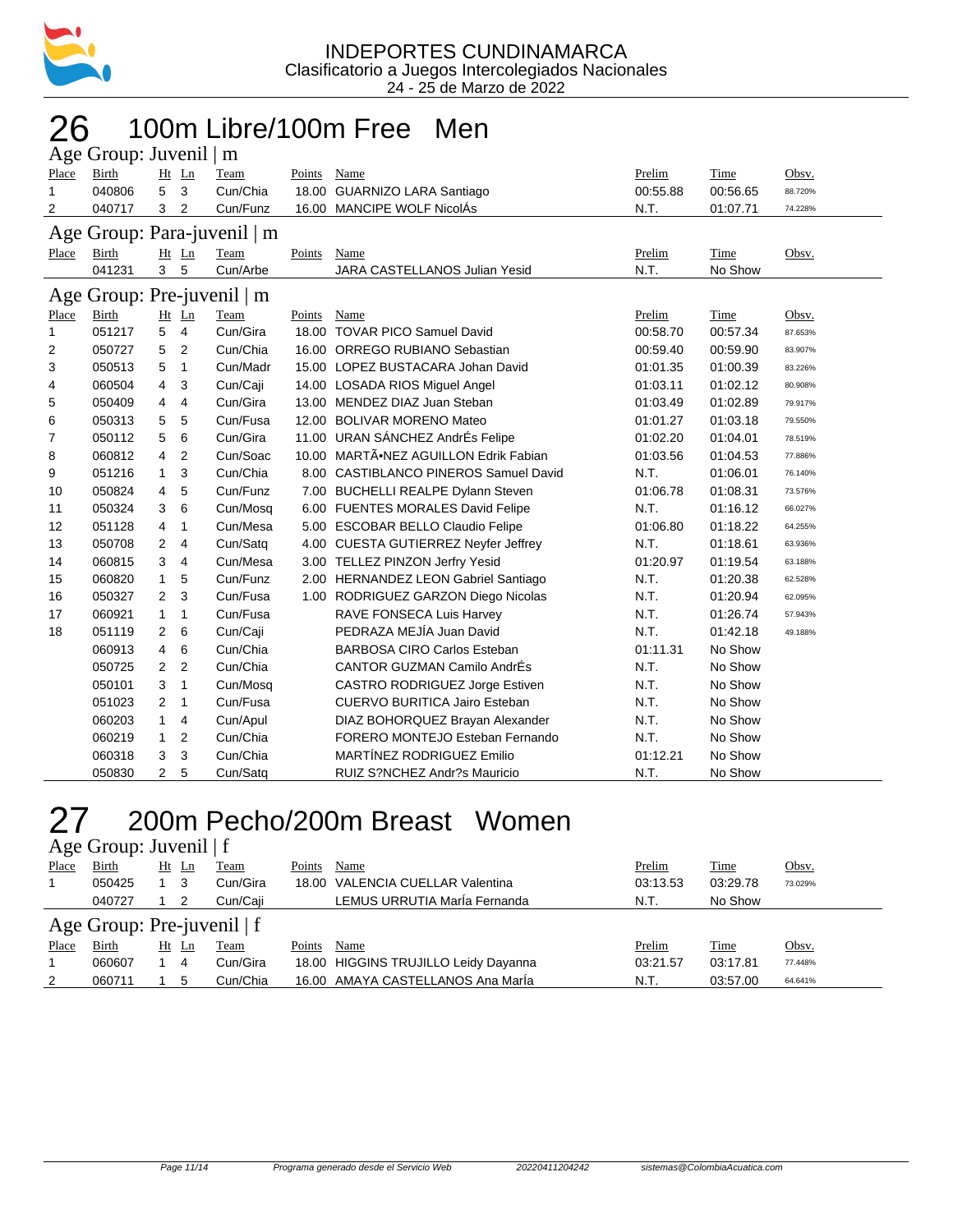INDEPORTES CUNDINAMARCA
Clasificatorio a Juegos Intercolegiados Nacionales
24 - 25 de Marzo de 2022

# 26 100m Libre/100m Free Men

## Age Group: Juvenil | m

| Place | Birth | Ht | Ln | Team | Points | Name | Prelim | Time | Obsv. |
|---|---|---|---|---|---|---|---|---|---|
| 1 | 040806 | 5 | 3 | Cun/Chia | 18.00 | GUARNIZO LARA Santiago | 00:55.88 | 00:56.65 | 88.720% |
| 2 | 040717 | 3 | 2 | Cun/Funz | 16.00 | MANCIPE WOLF NicolÁs | N.T. | 01:07.71 | 74.228% |

## Age Group: Para-juvenil | m

| Place | Birth | Ht | Ln | Team | Points | Name | Prelim | Time | Obsv. |
|---|---|---|---|---|---|---|---|---|---|
| | 041231 | 3 | 5 | Cun/Arbe | | JARA CASTELLANOS Julian Yesid | N.T. | No Show | |

## Age Group: Pre-juvenil | m

| Place | Birth | Ht | Ln | Team | Points | Name | Prelim | Time | Obsv. |
|---|---|---|---|---|---|---|---|---|---|
| 1 | 051217 | 5 | 4 | Cun/Gira | 18.00 | TOVAR PICO Samuel David | 00:58.70 | 00:57.34 | 87.653% |
| 2 | 050727 | 5 | 2 | Cun/Chia | 16.00 | ORREGO RUBIANO Sebastian | 00:59.40 | 00:59.90 | 83.907% |
| 3 | 050513 | 5 | 1 | Cun/Madr | 15.00 | LOPEZ BUSTACARA Johan David | 01:01.35 | 01:00.39 | 83.226% |
| 4 | 060504 | 4 | 3 | Cun/Caji | 14.00 | LOSADA RIOS Miguel Angel | 01:03.11 | 01:02.12 | 80.908% |
| 5 | 050409 | 4 | 4 | Cun/Gira | 13.00 | MENDEZ DIAZ Juan Steban | 01:03.49 | 01:02.89 | 79.917% |
| 6 | 050313 | 5 | 5 | Cun/Fusa | 12.00 | BOLIVAR MORENO Mateo | 01:01.27 | 01:03.18 | 79.550% |
| 7 | 050112 | 5 | 6 | Cun/Gira | 11.00 | URAN SÁNCHEZ AndrÉs Felipe | 01:02.20 | 01:04.01 | 78.519% |
| 8 | 060812 | 4 | 2 | Cun/Soac | 10.00 | MARTÃ•NEZ AGUILLON Edrik Fabian | 01:03.56 | 01:04.53 | 77.886% |
| 9 | 051216 | 1 | 3 | Cun/Chia | 8.00 | CASTIBLANCO PINEROS Samuel David | N.T. | 01:06.01 | 76.140% |
| 10 | 050824 | 4 | 5 | Cun/Funz | 7.00 | BUCHELLI REALPE Dylann Steven | 01:06.78 | 01:08.31 | 73.576% |
| 11 | 050324 | 3 | 6 | Cun/Mosq | 6.00 | FUENTES MORALES David Felipe | N.T. | 01:16.12 | 66.027% |
| 12 | 051128 | 4 | 1 | Cun/Mesa | 5.00 | ESCOBAR BELLO Claudio Felipe | 01:06.80 | 01:18.22 | 64.255% |
| 13 | 050708 | 2 | 4 | Cun/Satq | 4.00 | CUESTA GUTIERREZ Neyfer Jeffrey | N.T. | 01:18.61 | 63.936% |
| 14 | 060815 | 3 | 4 | Cun/Mesa | 3.00 | TELLEZ PINZON Jerfry Yesid | 01:20.97 | 01:19.54 | 63.188% |
| 15 | 060820 | 1 | 5 | Cun/Funz | 2.00 | HERNANDEZ LEON Gabriel Santiago | N.T. | 01:20.38 | 62.528% |
| 16 | 050327 | 2 | 3 | Cun/Fusa | 1.00 | RODRIGUEZ GARZON Diego Nicolas | N.T. | 01:20.94 | 62.095% |
| 17 | 060921 | 1 | 1 | Cun/Fusa | | RAVE FONSECA Luis Harvey | N.T. | 01:26.74 | 57.943% |
| 18 | 051119 | 2 | 6 | Cun/Caji | | PEDRAZA MEJÍA Juan David | N.T. | 01:42.18 | 49.188% |
| | 060913 | 4 | 6 | Cun/Chia | | BARBOSA CIRO Carlos Esteban | 01:11.31 | No Show | |
| | 050725 | 2 | 2 | Cun/Chia | | CANTOR GUZMAN Camilo AndrÉs | N.T. | No Show | |
| | 050101 | 3 | 1 | Cun/Mosq | | CASTRO RODRIGUEZ Jorge Estiven | N.T. | No Show | |
| | 051023 | 2 | 1 | Cun/Fusa | | CUERVO BURITICA Jairo Esteban | N.T. | No Show | |
| | 060203 | 1 | 4 | Cun/Apul | | DIAZ BOHORQUEZ Brayan Alexander | N.T. | No Show | |
| | 060219 | 1 | 2 | Cun/Chia | | FORERO MONTEJO Esteban Fernando | N.T. | No Show | |
| | 060318 | 3 | 3 | Cun/Chia | | MARTÍNEZ RODRIGUEZ Emilio | 01:12.21 | No Show | |
| | 050830 | 2 | 5 | Cun/Satq | | RUIZ S?NCHEZ Andr?s Mauricio | N.T. | No Show | |

# 27 200m Pecho/200m Breast Women

## Age Group: Juvenil | f

| Place | Birth | Ht | Ln | Team | Points | Name | Prelim | Time | Obsv. |
|---|---|---|---|---|---|---|---|---|---|
| 1 | 050425 | 1 | 3 | Cun/Gira | 18.00 | VALENCIA CUELLAR Valentina | 03:13.53 | 03:29.78 | 73.029% |
| | 040727 | 1 | 2 | Cun/Caji | | LEMUS URRUTIA MarÍa Fernanda | N.T. | No Show | |

## Age Group: Pre-juvenil | f

| Place | Birth | Ht | Ln | Team | Points | Name | Prelim | Time | Obsv. |
|---|---|---|---|---|---|---|---|---|---|
| 1 | 060607 | 1 | 4 | Cun/Gira | 18.00 | HIGGINS TRUJILLO Leidy Dayanna | 03:21.57 | 03:17.81 | 77.448% |
| 2 | 060711 | 1 | 5 | Cun/Chia | 16.00 | AMAYA CASTELLANOS Ana MarÍa | N.T. | 03:57.00 | 64.641% |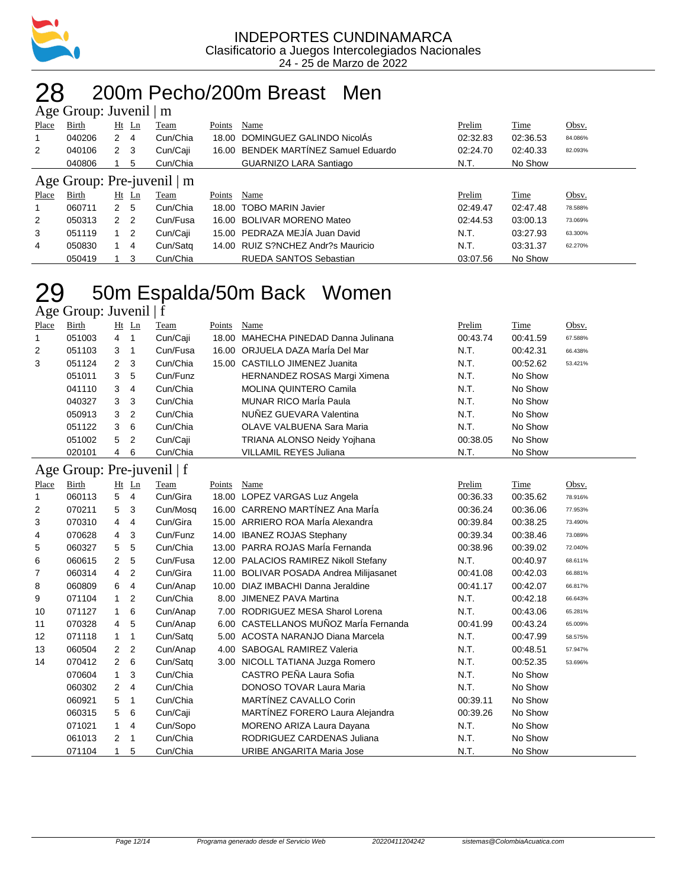INDEPORTES CUNDINAMARCA
Clasificatorio a Juegos Intercolegiados Nacionales
24 - 25 de Marzo de 2022

# 28 200m Pecho/200m Breast Men

## Age Group: Juvenil | m

| Place | Birth | Ht | Ln | Team | Points | Name | Prelim | Time | Obsv. |
|---|---|---|---|---|---|---|---|---|---|
| 1 | 040206 | 2 | 4 | Cun/Chia | 18.00 | DOMINGUEZ GALINDO NicolÁs | 02:32.83 | 02:36.53 | 84.086% |
| 2 | 040106 | 2 | 3 | Cun/Caji | 16.00 | BENDEK MARTÍNEZ Samuel Eduardo | 02:24.70 | 02:40.33 | 82.093% |
| | 040806 | 1 | 5 | Cun/Chia | | GUARNIZO LARA Santiago | N.T. | No Show | |

## Age Group: Pre-juvenil | m

| Place | Birth | Ht | Ln | Team | Points | Name | Prelim | Time | Obsv. |
|---|---|---|---|---|---|---|---|---|---|
| 1 | 060711 | 2 | 5 | Cun/Chia | 18.00 | TOBO MARIN Javier | 02:49.47 | 02:47.48 | 78.588% |
| 2 | 050313 | 2 | 2 | Cun/Fusa | 16.00 | BOLIVAR MORENO Mateo | 02:44.53 | 03:00.13 | 73.069% |
| 3 | 051119 | 1 | 2 | Cun/Caji | 15.00 | PEDRAZA MEJÍA Juan David | N.T. | 03:27.93 | 63.300% |
| 4 | 050830 | 1 | 4 | Cun/Satq | 14.00 | RUIZ S?NCHEZ Andr?s Mauricio | N.T. | 03:31.37 | 62.270% |
| | 050419 | 1 | 3 | Cun/Chia | | RUEDA SANTOS Sebastian | 03:07.56 | No Show | |

# 29 50m Espalda/50m Back Women

## Age Group: Juvenil | f

| Place | Birth | Ht | Ln | Team | Points | Name | Prelim | Time | Obsv. |
|---|---|---|---|---|---|---|---|---|---|
| 1 | 051003 | 4 | 1 | Cun/Caji | 18.00 | MAHECHA PINEDAD Danna Julinana | 00:43.74 | 00:41.59 | 67.588% |
| 2 | 051103 | 3 | 1 | Cun/Fusa | 16.00 | ORJUELA DAZA MarÍa Del Mar | N.T. | 00:42.31 | 66.438% |
| 3 | 051124 | 2 | 3 | Cun/Chia | 15.00 | CASTILLO JIMENEZ Juanita | N.T. | 00:52.62 | 53.421% |
| | 051011 | 3 | 5 | Cun/Funz | | HERNANDEZ ROSAS Margi Ximena | N.T. | No Show | |
| | 041110 | 3 | 4 | Cun/Chia | | MOLINA QUINTERO Camila | N.T. | No Show | |
| | 040327 | 3 | 3 | Cun/Chia | | MUNAR RICO MarÍa Paula | N.T. | No Show | |
| | 050913 | 3 | 2 | Cun/Chia | | NUÑEZ GUEVARA Valentina | N.T. | No Show | |
| | 051122 | 3 | 6 | Cun/Chia | | OLAVE VALBUENA Sara Maria | N.T. | No Show | |
| | 051002 | 5 | 2 | Cun/Caji | | TRIANA ALONSO Neidy Yojhana | 00:38.05 | No Show | |
| | 020101 | 4 | 6 | Cun/Chia | | VILLAMIL REYES Juliana | N.T. | No Show | |

## Age Group: Pre-juvenil | f

| Place | Birth | Ht | Ln | Team | Points | Name | Prelim | Time | Obsv. |
|---|---|---|---|---|---|---|---|---|---|
| 1 | 060113 | 5 | 4 | Cun/Gira | 18.00 | LOPEZ VARGAS Luz Angela | 00:36.33 | 00:35.62 | 78.916% |
| 2 | 070211 | 5 | 3 | Cun/Mosq | 16.00 | CARRENO MARTÍNEZ Ana MarÍa | 00:36.24 | 00:36.06 | 77.953% |
| 3 | 070310 | 4 | 4 | Cun/Gira | 15.00 | ARRIERO ROA MarÍa Alexandra | 00:39.84 | 00:38.25 | 73.490% |
| 4 | 070628 | 4 | 3 | Cun/Funz | 14.00 | IBANEZ ROJAS Stephany | 00:39.34 | 00:38.46 | 73.089% |
| 5 | 060327 | 5 | 5 | Cun/Chia | 13.00 | PARRA ROJAS MarÍa Fernanda | 00:38.96 | 00:39.02 | 72.040% |
| 6 | 060615 | 2 | 5 | Cun/Fusa | 12.00 | PALACIOS RAMIREZ Nikoll Stefany | N.T. | 00:40.97 | 68.611% |
| 7 | 060314 | 4 | 2 | Cun/Gira | 11.00 | BOLIVAR POSADA Andrea Milijasanet | 00:41.08 | 00:42.03 | 66.881% |
| 8 | 060809 | 6 | 4 | Cun/Anap | 10.00 | DIAZ IMBACHI Danna Jeraldine | 00:41.17 | 00:42.07 | 66.817% |
| 9 | 071104 | 1 | 2 | Cun/Chia | 8.00 | JIMENEZ PAVA Martina | N.T. | 00:42.18 | 66.643% |
| 10 | 071127 | 1 | 6 | Cun/Anap | 7.00 | RODRIGUEZ MESA Sharol Lorena | N.T. | 00:43.06 | 65.281% |
| 11 | 070328 | 4 | 5 | Cun/Anap | 6.00 | CASTELLANOS MUÑOZ MarÍa Fernanda | 00:41.99 | 00:43.24 | 65.009% |
| 12 | 071118 | 1 | 1 | Cun/Satq | 5.00 | ACOSTA NARANJO Diana Marcela | N.T. | 00:47.99 | 58.575% |
| 13 | 060504 | 2 | 2 | Cun/Anap | 4.00 | SABOGAL RAMIREZ Valeria | N.T. | 00:48.51 | 57.947% |
| 14 | 070412 | 2 | 6 | Cun/Satq | 3.00 | NICOLL TATIANA Juzga Romero | N.T. | 00:52.35 | 53.696% |
| | 070604 | 1 | 3 | Cun/Chia | | CASTRO PEÑA Laura Sofia | N.T. | No Show | |
| | 060302 | 2 | 4 | Cun/Chia | | DONOSO TOVAR Laura Maria | N.T. | No Show | |
| | 060921 | 5 | 1 | Cun/Chia | | MARTÍNEZ CAVALLO Corin | 00:39.11 | No Show | |
| | 060315 | 5 | 6 | Cun/Caji | | MARTÍNEZ FORERO Laura Alejandra | 00:39.26 | No Show | |
| | 071021 | 1 | 4 | Cun/Sopo | | MORENO ARIZA Laura Dayana | N.T. | No Show | |
| | 061013 | 2 | 1 | Cun/Chia | | RODRIGUEZ CARDENAS Juliana | N.T. | No Show | |
| | 071104 | 1 | 5 | Cun/Chia | | URIBE ANGARITA Maria Jose | N.T. | No Show | |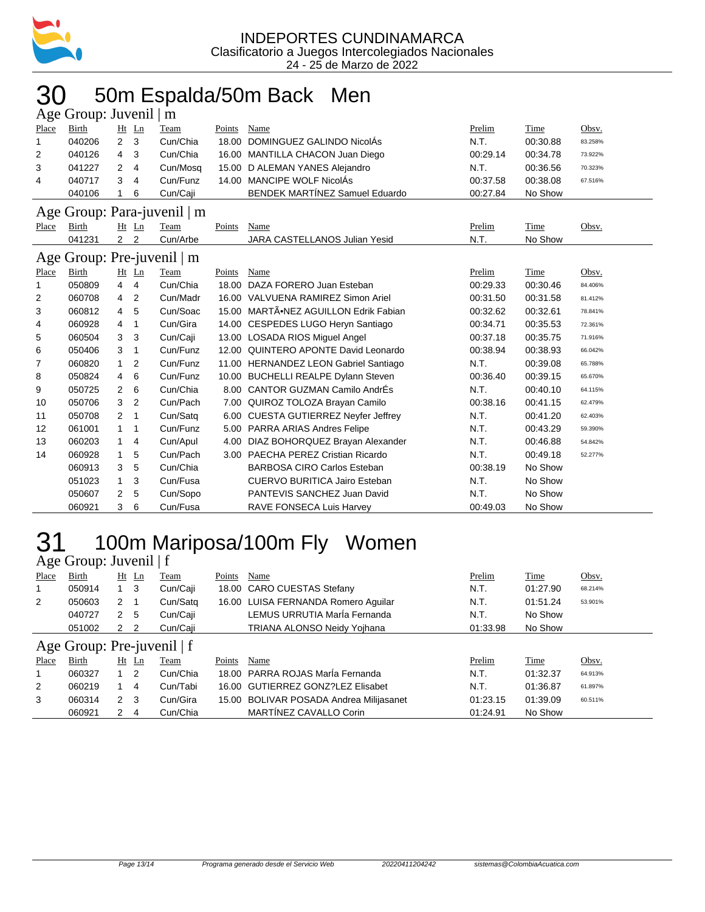INDEPORTES CUNDINAMARCA
Clasificatorio a Juegos Intercolegiados Nacionales
24 - 25 de Marzo de 2022

# 30 50m Espalda/50m Back Men

## Age Group: Juvenil | m

| Place | Birth | Ht | Ln | Team | Points | Name | Prelim | Time | Obsv. |
|---|---|---|---|---|---|---|---|---|---|
| 1 | 040206 | 2 | 3 | Cun/Chia | 18.00 | DOMINGUEZ GALINDO NicolÁs | N.T. | 00:30.88 | 83.258% |
| 2 | 040126 | 4 | 3 | Cun/Chia | 16.00 | MANTILLA CHACON Juan Diego | 00:29.14 | 00:34.78 | 73.922% |
| 3 | 041227 | 2 | 4 | Cun/Mosq | 15.00 | D ALEMAN YANES Alejandro | N.T. | 00:36.56 | 70.323% |
| 4 | 040717 | 3 | 4 | Cun/Funz | 14.00 | MANCIPE WOLF NicolÁs | 00:37.58 | 00:38.08 | 67.516% |
| | 040106 | 1 | 6 | Cun/Caji | | BENDEK MARTÍNEZ Samuel Eduardo | 00:27.84 | No Show | |

## Age Group: Para-juvenil | m

| Place | Birth | Ht | Ln | Team | Points | Name | Prelim | Time | Obsv. |
|---|---|---|---|---|---|---|---|---|---|
| | 041231 | 2 | 2 | Cun/Arbe | | JARA CASTELLANOS Julian Yesid | N.T. | No Show | |

## Age Group: Pre-juvenil | m

| Place | Birth | Ht | Ln | Team | Points | Name | Prelim | Time | Obsv. |
|---|---|---|---|---|---|---|---|---|---|
| 1 | 050809 | 4 | 4 | Cun/Chia | 18.00 | DAZA FORERO Juan Esteban | 00:29.33 | 00:30.46 | 84.406% |
| 2 | 060708 | 4 | 2 | Cun/Madr | 16.00 | VALVUENA RAMIREZ Simon Ariel | 00:31.50 | 00:31.58 | 81.412% |
| 3 | 060812 | 4 | 5 | Cun/Soac | 15.00 | MARTÃ•NEZ AGUILLON Edrik Fabian | 00:32.62 | 00:32.61 | 78.841% |
| 4 | 060928 | 4 | 1 | Cun/Gira | 14.00 | CESPEDES LUGO Heryn Santiago | 00:34.71 | 00:35.53 | 72.361% |
| 5 | 060504 | 3 | 3 | Cun/Caji | 13.00 | LOSADA RIOS Miguel Angel | 00:37.18 | 00:35.75 | 71.916% |
| 6 | 050406 | 3 | 1 | Cun/Funz | 12.00 | QUINTERO APONTE David Leonardo | 00:38.94 | 00:38.93 | 66.042% |
| 7 | 060820 | 1 | 2 | Cun/Funz | 11.00 | HERNANDEZ LEON Gabriel Santiago | N.T. | 00:39.08 | 65.788% |
| 8 | 050824 | 4 | 6 | Cun/Funz | 10.00 | BUCHELLI REALPE Dylann Steven | 00:36.40 | 00:39.15 | 65.670% |
| 9 | 050725 | 2 | 6 | Cun/Chia | 8.00 | CANTOR GUZMAN Camilo AndrÉs | N.T. | 00:40.10 | 64.115% |
| 10 | 050706 | 3 | 2 | Cun/Pach | 7.00 | QUIROZ TOLOZA Brayan Camilo | 00:38.16 | 00:41.15 | 62.479% |
| 11 | 050708 | 2 | 1 | Cun/Satq | 6.00 | CUESTA GUTIERREZ Neyfer Jeffrey | N.T. | 00:41.20 | 62.403% |
| 12 | 061001 | 1 | 1 | Cun/Funz | 5.00 | PARRA ARIAS Andres Felipe | N.T. | 00:43.29 | 59.390% |
| 13 | 060203 | 1 | 4 | Cun/Apul | 4.00 | DIAZ BOHORQUEZ Brayan Alexander | N.T. | 00:46.88 | 54.842% |
| 14 | 060928 | 1 | 5 | Cun/Pach | 3.00 | PAECHA PEREZ Cristian Ricardo | N.T. | 00:49.18 | 52.277% |
| | 060913 | 3 | 5 | Cun/Chia | | BARBOSA CIRO Carlos Esteban | 00:38.19 | No Show | |
| | 051023 | 1 | 3 | Cun/Fusa | | CUERVO BURITICA Jairo Esteban | N.T. | No Show | |
| | 050607 | 2 | 5 | Cun/Sopo | | PANTEVIS SANCHEZ Juan David | N.T. | No Show | |
| | 060921 | 3 | 6 | Cun/Fusa | | RAVE FONSECA Luis Harvey | 00:49.03 | No Show | |

# 31 100m Mariposa/100m Fly Women

## Age Group: Juvenil | f

| Place | Birth | Ht | Ln | Team | Points | Name | Prelim | Time | Obsv. |
|---|---|---|---|---|---|---|---|---|---|
| 1 | 050914 | 1 | 3 | Cun/Caji | 18.00 | CARO CUESTAS Stefany | N.T. | 01:27.90 | 68.214% |
| 2 | 050603 | 2 | 1 | Cun/Satq | 16.00 | LUISA FERNANDA Romero Aguilar | N.T. | 01:51.24 | 53.901% |
| | 040727 | 2 | 5 | Cun/Caji | | LEMUS URRUTIA MarÍa Fernanda | N.T. | No Show | |
| | 051002 | 2 | 2 | Cun/Caji | | TRIANA ALONSO Neidy Yojhana | 01:33.98 | No Show | |

## Age Group: Pre-juvenil | f

| Place | Birth | Ht | Ln | Team | Points | Name | Prelim | Time | Obsv. |
|---|---|---|---|---|---|---|---|---|---|
| 1 | 060327 | 1 | 2 | Cun/Chia | 18.00 | PARRA ROJAS MarÍa Fernanda | N.T. | 01:32.37 | 64.913% |
| 2 | 060219 | 1 | 4 | Cun/Tabi | 16.00 | GUTIERREZ GONZ?LEZ Elisabet | N.T. | 01:36.87 | 61.897% |
| 3 | 060314 | 2 | 3 | Cun/Gira | 15.00 | BOLIVAR POSADA Andrea Milijasanet | 01:23.15 | 01:39.09 | 60.511% |
| | 060921 | 2 | 4 | Cun/Chia | | MARTÍNEZ CAVALLO Corin | 01:24.91 | No Show | |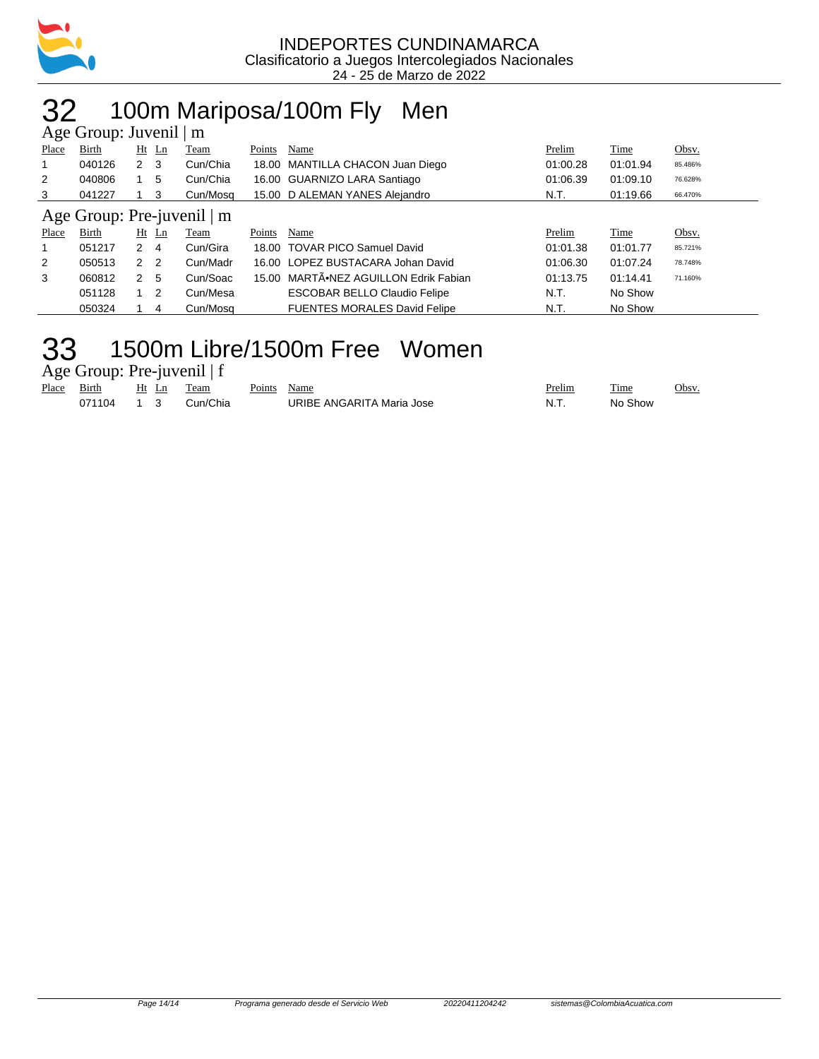# 32 100m Mariposa/100m Fly Men

## Age Group: Juvenil | m

| Place | Birth | Ht | Ln | Team | Points | Name | Prelim | Time | Obsv. |
|---|---|---|---|---|---|---|---|---|---|
| 1 | 040126 | 2 | 3 | Cun/Chia | 18.00 | MANTILLA CHACON Juan Diego | 01:00.28 | 01:01.94 | 85.486% |
| 2 | 040806 | 1 | 5 | Cun/Chia | 16.00 | GUARNIZO LARA Santiago | 01:06.39 | 01:09.10 | 76.628% |
| 3 | 041227 | 1 | 3 | Cun/Mosq | 15.00 | D ALEMAN YANES Alejandro | N.T. | 01:19.66 | 66.470% |

## Age Group: Pre-juvenil | m

| Place | Birth | Ht | Ln | Team | Points | Name | Prelim | Time | Obsv. |
|---|---|---|---|---|---|---|---|---|---|
| 1 | 051217 | 2 | 4 | Cun/Gira | 18.00 | TOVAR PICO Samuel David | 01:01.38 | 01:01.77 | 85.721% |
| 2 | 050513 | 2 | 2 | Cun/Madr | 16.00 | LOPEZ BUSTACARA Johan David | 01:06.30 | 01:07.24 | 78.748% |
| 3 | 060812 | 2 | 5 | Cun/Soac | 15.00 | MARTÃ•NEZ AGUILLON Edrik Fabian | 01:13.75 | 01:14.41 | 71.160% |
| | 051128 | 1 | 2 | Cun/Mesa | | ESCOBAR BELLO Claudio Felipe | N.T. | No Show | |
| | 050324 | 1 | 4 | Cun/Mosq | | FUENTES MORALES David Felipe | N.T. | No Show | |

# 33 1500m Libre/1500m Free Women

## Age Group: Pre-juvenil | f

| Place | Birth | Ht | Ln | Team | Points | Name | Prelim | Time | Obsv. |
|---|---|---|---|---|---|---|---|---|---|
| | 071104 | 1 | 3 | Cun/Chia | | URIBE ANGARITA Maria Jose | N.T. | No Show | |